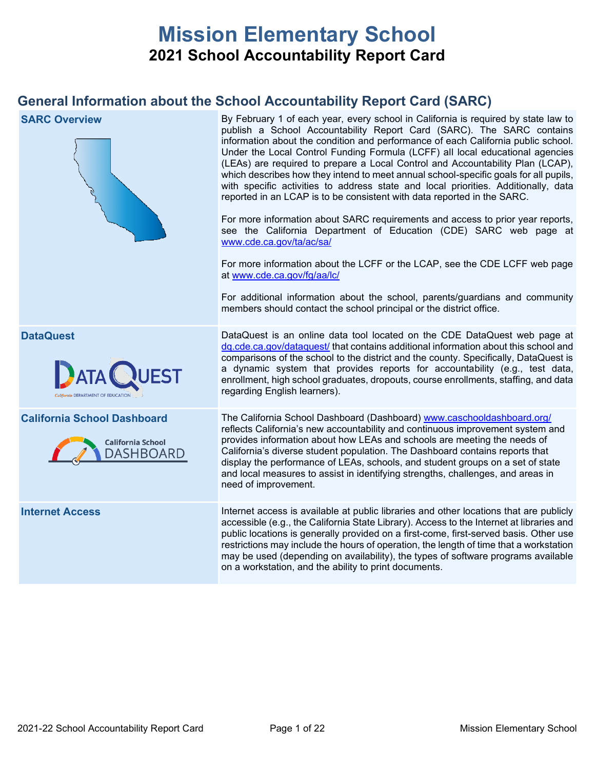# Mission Elementary School

## 2021 School Accountability Report Card

## General Information about the School Accountability Report Card (SARC)

| | |
|---|---|
| **SARC Overview** | By February 1 of each year, every school in California is required by state law to publish a School Accountability Report Card (SARC). The SARC contains information about the condition and performance of each California public school. Under the Local Control Funding Formula (LCFF) all local educational agencies (LEAs) are required to prepare a Local Control and Accountability Plan (LCAP), which describes how they intend to meet annual school-specific goals for all pupils, with specific activities to address state and local priorities. Additionally, data reported in an LCAP is to be consistent with data reported in the SARC.<br><br>For more information about SARC requirements and access to prior year reports, see the California Department of Education (CDE) SARC web page at www.cde.ca.gov/ta/ac/sa/<br><br>For more information about the LCFF or the LCAP, see the CDE LCFF web page at www.cde.ca.gov/fg/aa/lc/<br><br>For additional information about the school, parents/guardians and community members should contact the school principal or the district office. |
| **DataQuest** | DataQuest is an online data tool located on the CDE DataQuest web page at dq.cde.ca.gov/dataquest/ that contains additional information about this school and comparisons of the school to the district and the county. Specifically, DataQuest is a dynamic system that provides reports for accountability (e.g., test data, enrollment, high school graduates, dropouts, course enrollments, staffing, and data regarding English learners). |
| **California School Dashboard** | The California School Dashboard (Dashboard) www.caschooldashboard.org/ reflects California's new accountability and continuous improvement system and provides information about how LEAs and schools are meeting the needs of California's diverse student population. The Dashboard contains reports that display the performance of LEAs, schools, and student groups on a set of state and local measures to assist in identifying strengths, challenges, and areas in need of improvement. |
| **Internet Access** | Internet access is available at public libraries and other locations that are publicly accessible (e.g., the California State Library). Access to the Internet at libraries and public locations is generally provided on a first-come, first-served basis. Other use restrictions may include the hours of operation, the length of time that a workstation may be used (depending on availability), the types of software programs available on a workstation, and the ability to print documents. |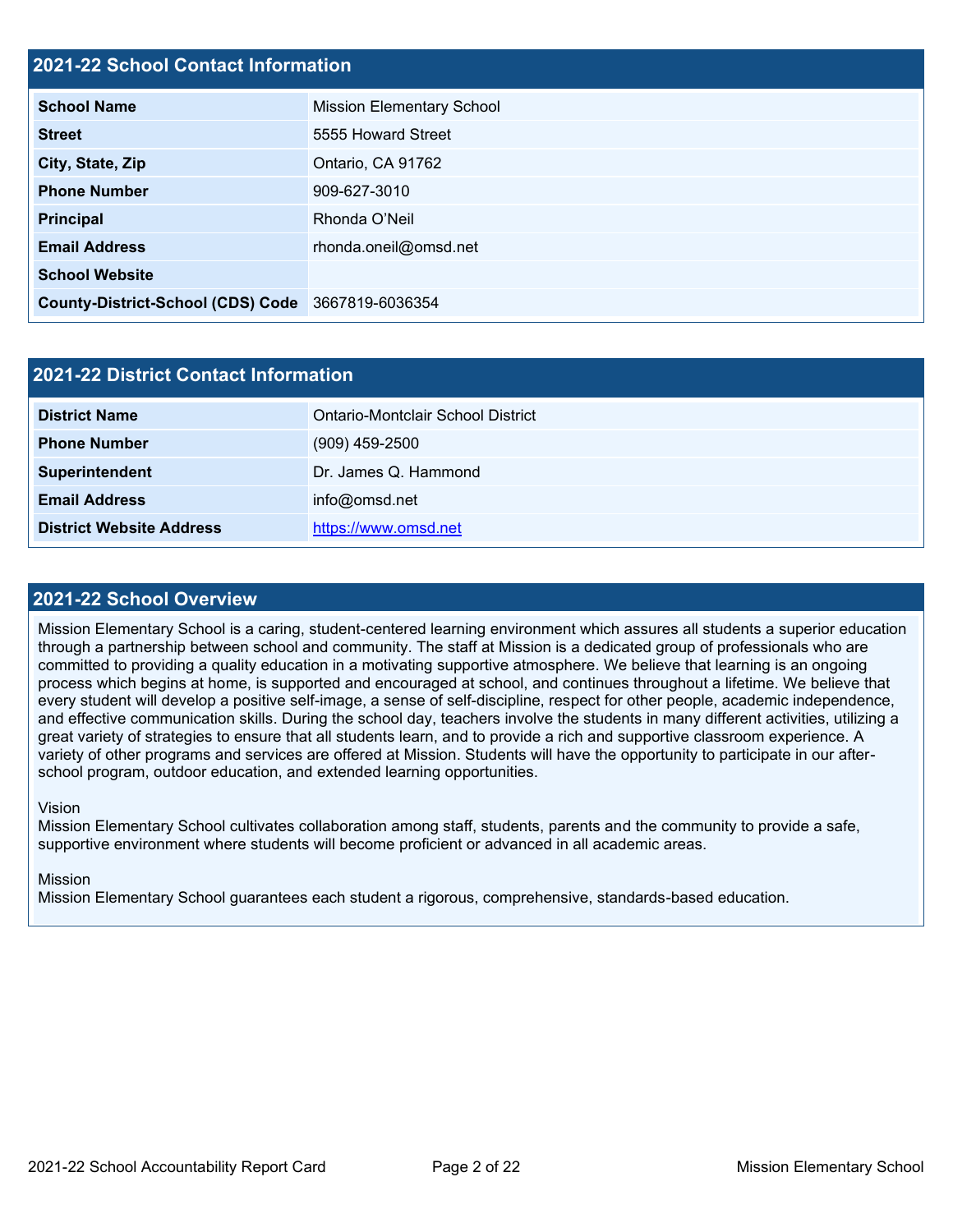## 2021-22 School Contact Information

| 2021-22 School Contact Information | |
|---|---|
| **School Name** | Mission Elementary School |
| **Street** | 5555 Howard Street |
| **City, State, Zip** | Ontario, CA 91762 |
| **Phone Number** | 909-627-3010 |
| **Principal** | Rhonda O'Neil |
| **Email Address** | rhonda.oneil@omsd.net |
| **School Website** | |
| **County-District-School (CDS) Code** | 3667819-6036354 |

## 2021-22 District Contact Information

| 2021-22 District Contact Information | |
|---|---|
| **District Name** | Ontario-Montclair School District |
| **Phone Number** | (909) 459-2500 |
| **Superintendent** | Dr. James Q. Hammond |
| **Email Address** | info@omsd.net |
| **District Website Address** | https://www.omsd.net |

## 2021-22 School Overview

Mission Elementary School is a caring, student-centered learning environment which assures all students a superior education through a partnership between school and community. The staff at Mission is a dedicated group of professionals who are committed to providing a quality education in a motivating supportive atmosphere. We believe that learning is an ongoing process which begins at home, is supported and encouraged at school, and continues throughout a lifetime. We believe that every student will develop a positive self-image, a sense of self-discipline, respect for other people, academic independence, and effective communication skills. During the school day, teachers involve the students in many different activities, utilizing a great variety of strategies to ensure that all students learn, and to provide a rich and supportive classroom experience. A variety of other programs and services are offered at Mission. Students will have the opportunity to participate in our after-school program, outdoor education, and extended learning opportunities.

Vision
Mission Elementary School cultivates collaboration among staff, students, parents and the community to provide a safe, supportive environment where students will become proficient or advanced in all academic areas.

Mission
Mission Elementary School guarantees each student a rigorous, comprehensive, standards-based education.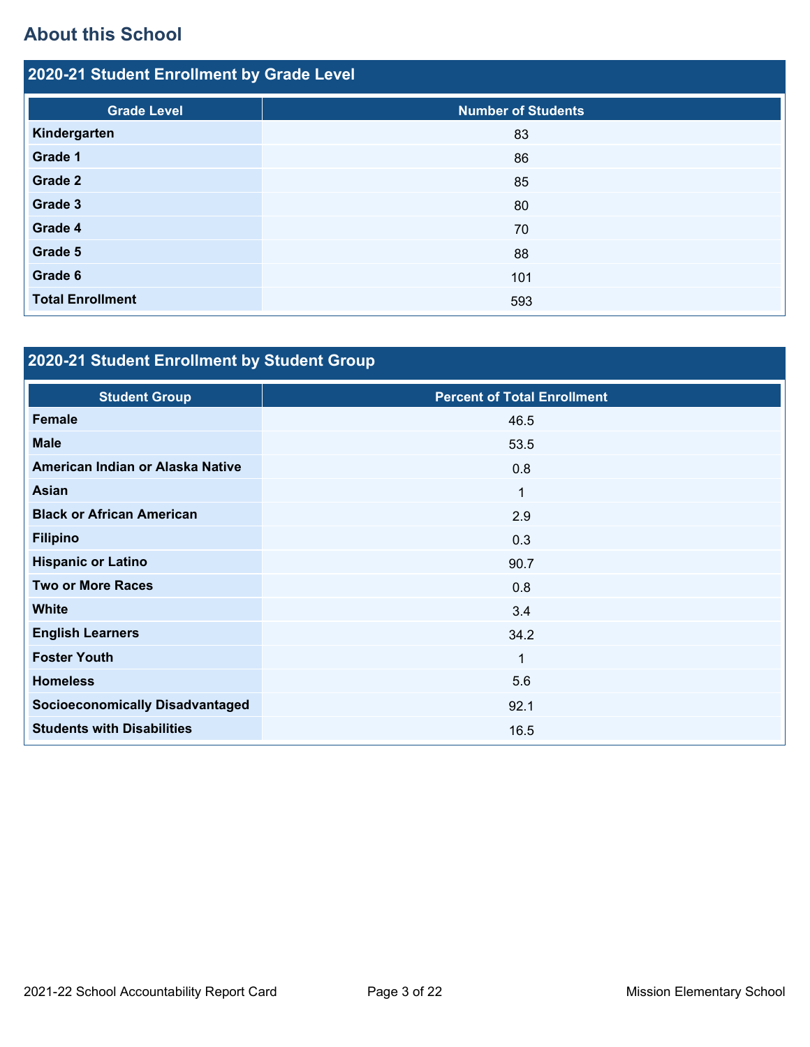## About this School

### 2020-21 Student Enrollment by Grade Level

| Grade Level | Number of Students |
|---|---|
| Kindergarten | 83 |
| Grade 1 | 86 |
| Grade 2 | 85 |
| Grade 3 | 80 |
| Grade 4 | 70 |
| Grade 5 | 88 |
| Grade 6 | 101 |
| Total Enrollment | 593 |

### 2020-21 Student Enrollment by Student Group

| Student Group | Percent of Total Enrollment |
|---|---|
| Female | 46.5 |
| Male | 53.5 |
| American Indian or Alaska Native | 0.8 |
| Asian | 1 |
| Black or African American | 2.9 |
| Filipino | 0.3 |
| Hispanic or Latino | 90.7 |
| Two or More Races | 0.8 |
| White | 3.4 |
| English Learners | 34.2 |
| Foster Youth | 1 |
| Homeless | 5.6 |
| Socioeconomically Disadvantaged | 92.1 |
| Students with Disabilities | 16.5 |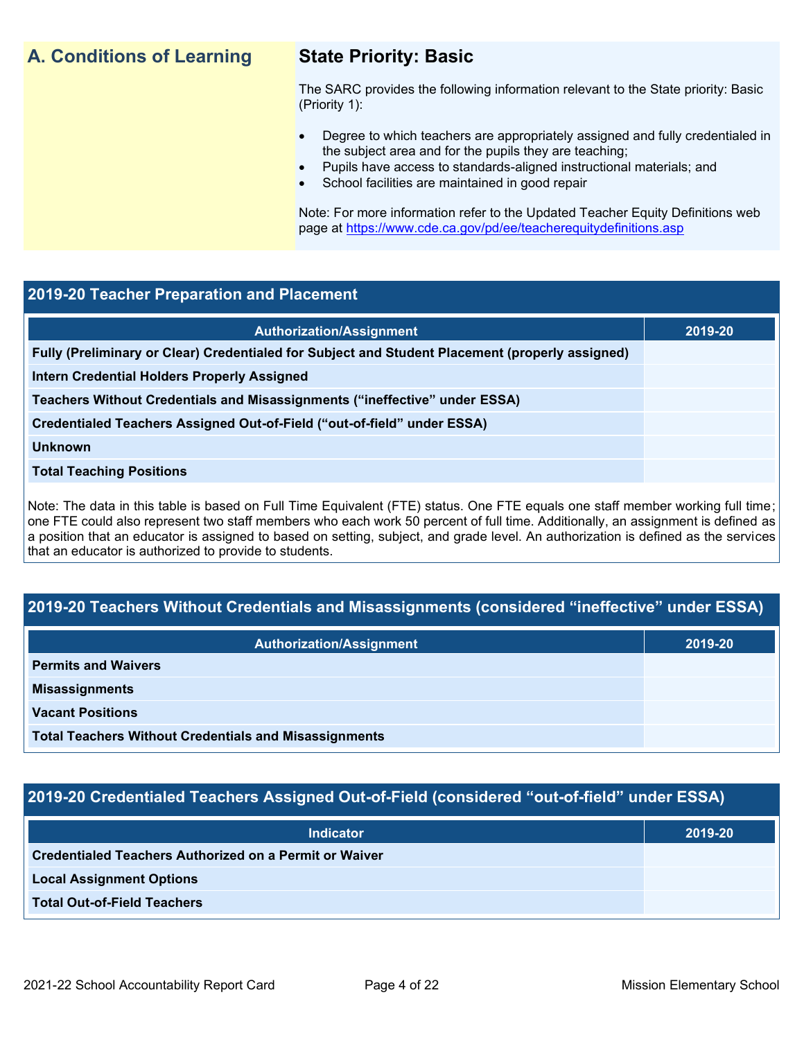## A. Conditions of Learning

### State Priority: Basic

The SARC provides the following information relevant to the State priority: Basic (Priority 1):

- Degree to which teachers are appropriately assigned and fully credentialed in the subject area and for the pupils they are teaching;
- Pupils have access to standards-aligned instructional materials; and
- School facilities are maintained in good repair

Note: For more information refer to the Updated Teacher Equity Definitions web page at https://www.cde.ca.gov/pd/ee/teacherequitydefinitions.asp

### 2019-20 Teacher Preparation and Placement

| Authorization/Assignment | 2019-20 |
|---|---|
| **Fully (Preliminary or Clear) Credentialed for Subject and Student Placement (properly assigned)** | |
| **Intern Credential Holders Properly Assigned** | |
| **Teachers Without Credentials and Misassignments ("ineffective" under ESSA)** | |
| **Credentialed Teachers Assigned Out-of-Field ("out-of-field" under ESSA)** | |
| **Unknown** | |
| **Total Teaching Positions** | |

Note: The data in this table is based on Full Time Equivalent (FTE) status. One FTE equals one staff member working full time; one FTE could also represent two staff members who each work 50 percent of full time. Additionally, an assignment is defined as a position that an educator is assigned to based on setting, subject, and grade level. An authorization is defined as the services that an educator is authorized to provide to students.

### 2019-20 Teachers Without Credentials and Misassignments (considered "ineffective" under ESSA)

| Authorization/Assignment | 2019-20 |
|---|---|
| **Permits and Waivers** | |
| **Misassignments** | |
| **Vacant Positions** | |
| **Total Teachers Without Credentials and Misassignments** | |

### 2019-20 Credentialed Teachers Assigned Out-of-Field (considered "out-of-field" under ESSA)

| Indicator | 2019-20 |
|---|---|
| **Credentialed Teachers Authorized on a Permit or Waiver** | |
| **Local Assignment Options** | |
| **Total Out-of-Field Teachers** | |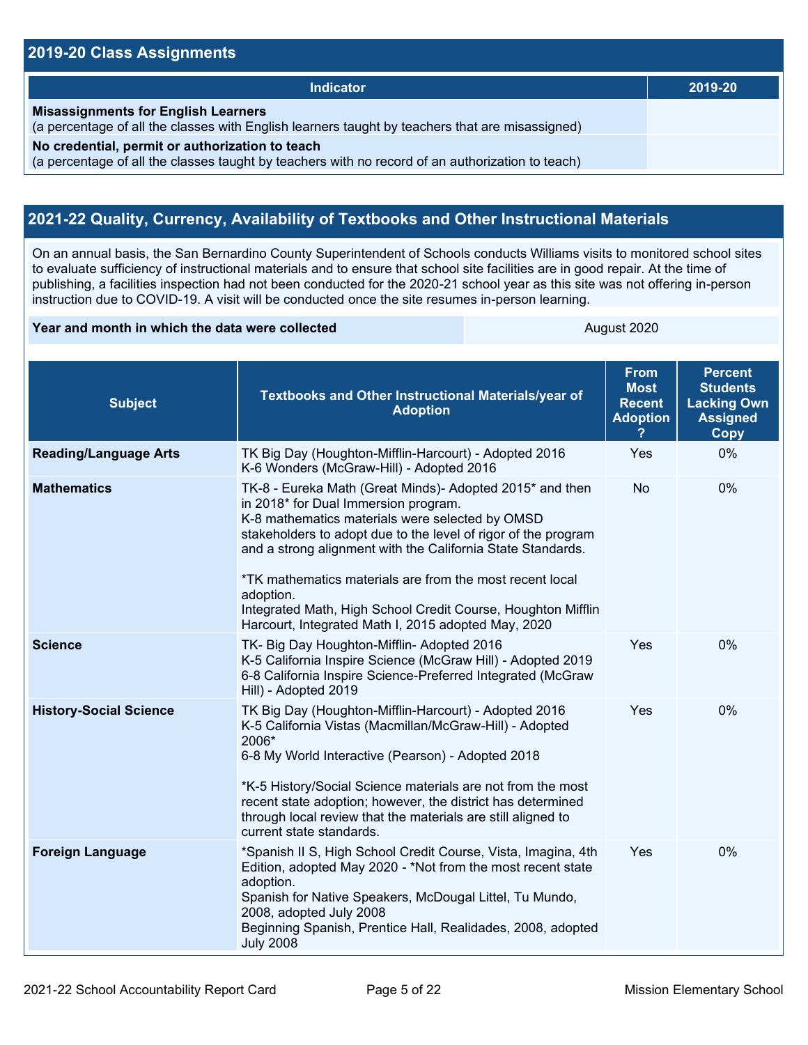## 2019-20 Class Assignments

| Indicator | 2019-20 |
|---|---|
| **Misassignments for English Learners**<br>(a percentage of all the classes with English learners taught by teachers that are misassigned) | |
| **No credential, permit or authorization to teach**<br>(a percentage of all the classes taught by teachers with no record of an authorization to teach) | |

## 2021-22 Quality, Currency, Availability of Textbooks and Other Instructional Materials

On an annual basis, the San Bernardino County Superintendent of Schools conducts Williams visits to monitored school sites to evaluate sufficiency of instructional materials and to ensure that school site facilities are in good repair. At the time of publishing, a facilities inspection had not been conducted for the 2020-21 school year as this site was not offering in-person instruction due to COVID-19. A visit will be conducted once the site resumes in-person learning.

| **Year and month in which the data were collected** | August 2020 |
|---|---|

| Subject | Textbooks and Other Instructional Materials/year of Adoption | From Most Recent Adoption ? | Percent Students Lacking Own Assigned Copy |
|---|---|---|---|
| **Reading/Language Arts** | TK Big Day (Houghton-Mifflin-Harcourt) - Adopted 2016<br>K-6 Wonders (McGraw-Hill) - Adopted 2016 | Yes | 0% |
| **Mathematics** | TK-8 - Eureka Math (Great Minds)- Adopted 2015* and then in 2018* for Dual Immersion program.<br>K-8 mathematics materials were selected by OMSD stakeholders to adopt due to the level of rigor of the program and a strong alignment with the California State Standards.<br><br>*TK mathematics materials are from the most recent local adoption.<br>Integrated Math, High School Credit Course, Houghton Mifflin Harcourt, Integrated Math I, 2015 adopted May, 2020 | No | 0% |
| **Science** | TK- Big Day Houghton-Mifflin- Adopted 2016<br>K-5 California Inspire Science (McGraw Hill) - Adopted 2019<br>6-8 California Inspire Science-Preferred Integrated (McGraw Hill) - Adopted 2019 | Yes | 0% |
| **History-Social Science** | TK Big Day (Houghton-Mifflin-Harcourt) - Adopted 2016<br>K-5 California Vistas (Macmillan/McGraw-Hill) - Adopted 2006*<br>6-8 My World Interactive (Pearson) - Adopted 2018<br><br>*K-5 History/Social Science materials are not from the most recent state adoption; however, the district has determined through local review that the materials are still aligned to current state standards. | Yes | 0% |
| **Foreign Language** | *Spanish II S, High School Credit Course, Vista, Imagina, 4th Edition, adopted May 2020 - *Not from the most recent state adoption.<br>Spanish for Native Speakers, McDougal Littel, Tu Mundo, 2008, adopted July 2008<br>Beginning Spanish, Prentice Hall, Realidades, 2008, adopted July 2008 | Yes | 0% |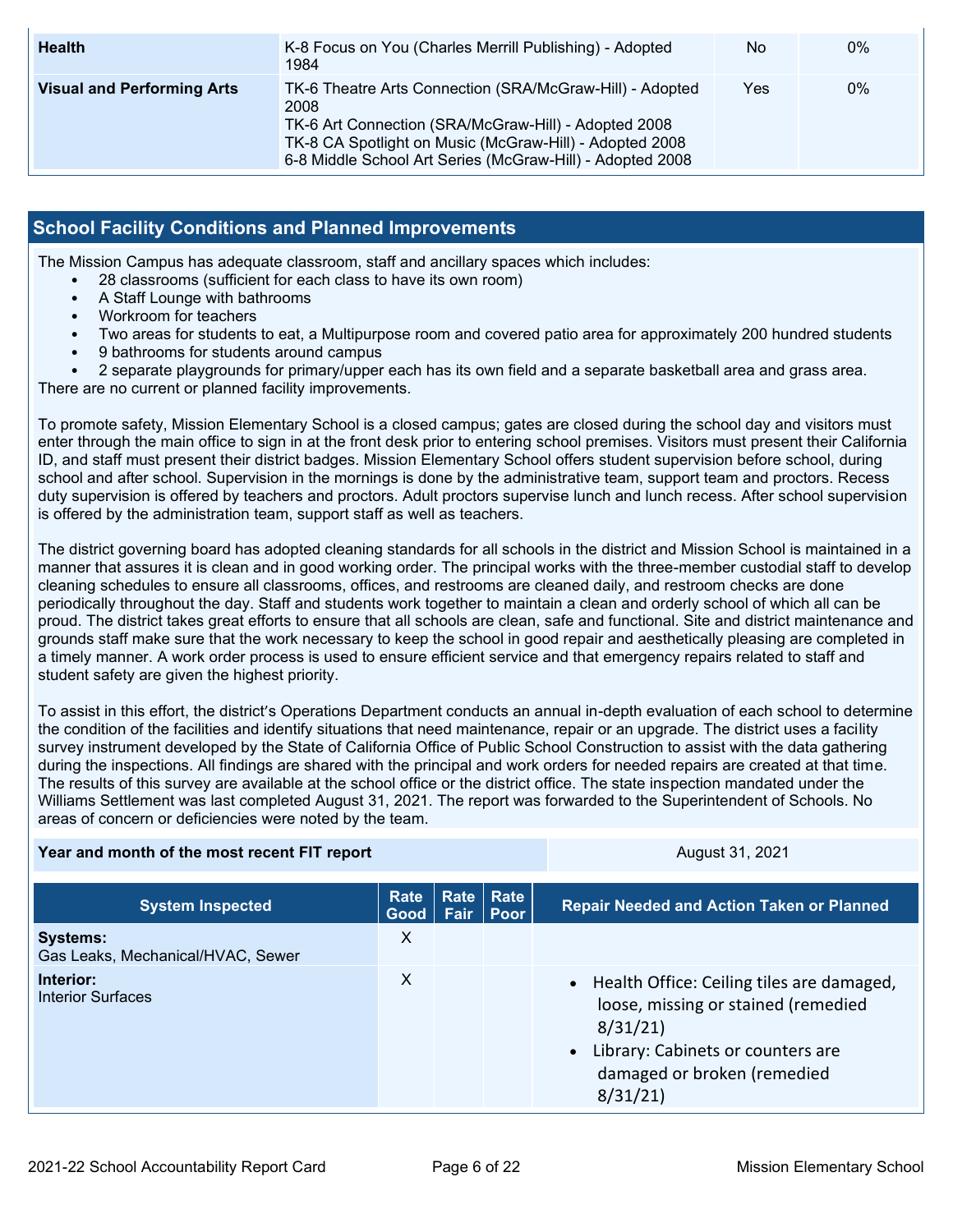| Health | K-8 Focus on You (Charles Merrill Publishing) - Adopted 1984 | No | 0% |
|---|---|---|---|
| Visual and Performing Arts | TK-6 Theatre Arts Connection (SRA/McGraw-Hill) - Adopted 2008<br>TK-6 Art Connection (SRA/McGraw-Hill) - Adopted 2008<br>TK-8 CA Spotlight on Music (McGraw-Hill) - Adopted 2008<br>6-8 Middle School Art Series (McGraw-Hill) - Adopted 2008 | Yes | 0% |

## School Facility Conditions and Planned Improvements

The Mission Campus has adequate classroom, staff and ancillary spaces which includes:

- 28 classrooms (sufficient for each class to have its own room)
- A Staff Lounge with bathrooms
- Workroom for teachers
- Two areas for students to eat, a Multipurpose room and covered patio area for approximately 200 hundred students
- 9 bathrooms for students around campus
- 2 separate playgrounds for primary/upper each has its own field and a separate basketball area and grass area.

There are no current or planned facility improvements.

To promote safety, Mission Elementary School is a closed campus; gates are closed during the school day and visitors must enter through the main office to sign in at the front desk prior to entering school premises. Visitors must present their California ID, and staff must present their district badges. Mission Elementary School offers student supervision before school, during school and after school. Supervision in the mornings is done by the administrative team, support team and proctors. Recess duty supervision is offered by teachers and proctors. Adult proctors supervise lunch and lunch recess. After school supervision is offered by the administration team, support staff as well as teachers.

The district governing board has adopted cleaning standards for all schools in the district and Mission School is maintained in a manner that assures it is clean and in good working order. The principal works with the three-member custodial staff to develop cleaning schedules to ensure all classrooms, offices, and restrooms are cleaned daily, and restroom checks are done periodically throughout the day. Staff and students work together to maintain a clean and orderly school of which all can be proud. The district takes great efforts to ensure that all schools are clean, safe and functional. Site and district maintenance and grounds staff make sure that the work necessary to keep the school in good repair and aesthetically pleasing are completed in a timely manner. A work order process is used to ensure efficient service and that emergency repairs related to staff and student safety are given the highest priority.

To assist in this effort, the district's Operations Department conducts an annual in-depth evaluation of each school to determine the condition of the facilities and identify situations that need maintenance, repair or an upgrade. The district uses a facility survey instrument developed by the State of California Office of Public School Construction to assist with the data gathering during the inspections. All findings are shared with the principal and work orders for needed repairs are created at that time. The results of this survey are available at the school office or the district office. The state inspection mandated under the Williams Settlement was last completed August 31, 2021. The report was forwarded to the Superintendent of Schools. No areas of concern or deficiencies were noted by the team.

| Year and month of the most recent FIT report | August 31, 2021 |
|---|---|

| System Inspected | Rate Good | Rate Fair | Rate Poor | Repair Needed and Action Taken or Planned |
|---|---|---|---|---|
| **Systems:**<br>Gas Leaks, Mechanical/HVAC, Sewer | X | | | |
| **Interior:**<br>Interior Surfaces | X | | | • Health Office: Ceiling tiles are damaged, loose, missing or stained (remedied 8/31/21)<br>• Library: Cabinets or counters are damaged or broken (remedied 8/31/21) |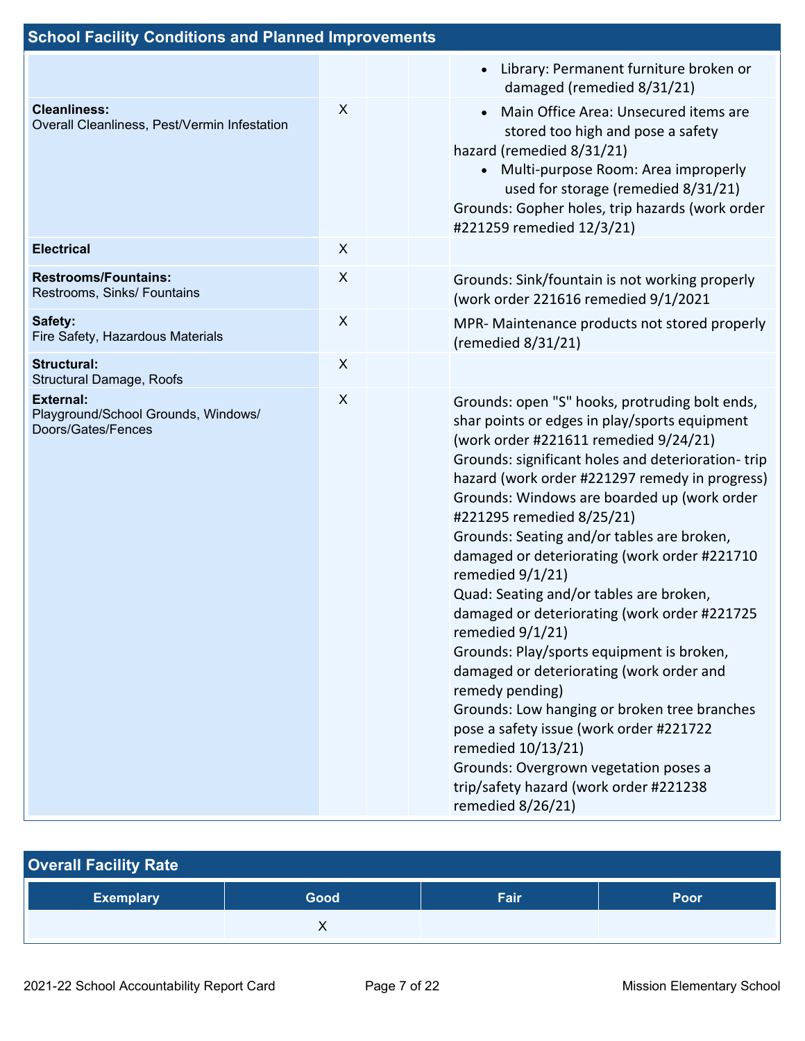## School Facility Conditions and Planned Improvements

| System Inspected | Good | Fair | Poor | Repair Needed and Action Taken or Planned |
|---|---|---|---|---|
| | | | | • Library: Permanent furniture broken or damaged (remedied 8/31/21) |
| **Cleanliness:** Overall Cleanliness, Pest/Vermin Infestation | X | | | • Main Office Area: Unsecured items are stored too high and pose a safety hazard (remedied 8/31/21) • Multi-purpose Room: Area improperly used for storage (remedied 8/31/21) Grounds: Gopher holes, trip hazards (work order #221259 remedied 12/3/21) |
| **Electrical** | X | | | |
| **Restrooms/Fountains:** Restrooms, Sinks/ Fountains | X | | | Grounds: Sink/fountain is not working properly (work order 221616 remedied 9/1/2021 |
| **Safety:** Fire Safety, Hazardous Materials | X | | | MPR- Maintenance products not stored properly (remedied 8/31/21) |
| **Structural:** Structural Damage, Roofs | X | | | |
| **External:** Playground/School Grounds, Windows/ Doors/Gates/Fences | X | | | Grounds: open "S" hooks, protruding bolt ends, shar points or edges in play/sports equipment (work order #221611 remedied 9/24/21) Grounds: significant holes and deterioration- trip hazard (work order #221297 remedy in progress) Grounds: Windows are boarded up (work order #221295 remedied 8/25/21) Grounds: Seating and/or tables are broken, damaged or deteriorating (work order #221710 remedied 9/1/21) Quad: Seating and/or tables are broken, damaged or deteriorating (work order #221725 remedied 9/1/21) Grounds: Play/sports equipment is broken, damaged or deteriorating (work order and remedy pending) Grounds: Low hanging or broken tree branches pose a safety issue (work order #221722 remedied 10/13/21) Grounds: Overgrown vegetation poses a trip/safety hazard (work order #221238 remedied 8/26/21) |

## Overall Facility Rate

| Exemplary | Good | Fair | Poor |
|---|---|---|---|
| | X | | |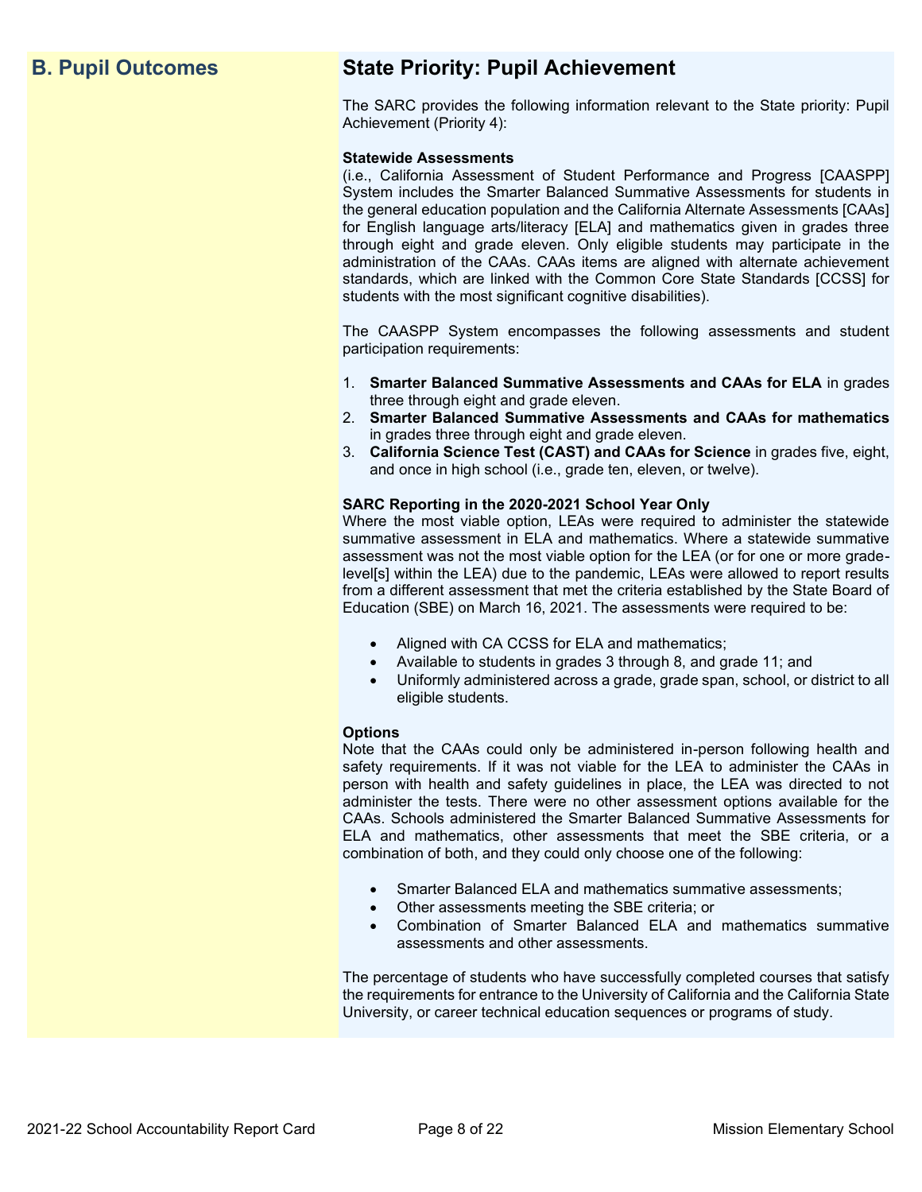## B. Pupil Outcomes

## State Priority: Pupil Achievement

The SARC provides the following information relevant to the State priority: Pupil Achievement (Priority 4):

**Statewide Assessments**
(i.e., California Assessment of Student Performance and Progress [CAASPP] System includes the Smarter Balanced Summative Assessments for students in the general education population and the California Alternate Assessments [CAAs] for English language arts/literacy [ELA] and mathematics given in grades three through eight and grade eleven. Only eligible students may participate in the administration of the CAAs. CAAs items are aligned with alternate achievement standards, which are linked with the Common Core State Standards [CCSS] for students with the most significant cognitive disabilities).

The CAASPP System encompasses the following assessments and student participation requirements:

1. **Smarter Balanced Summative Assessments and CAAs for ELA** in grades three through eight and grade eleven.
2. **Smarter Balanced Summative Assessments and CAAs for mathematics** in grades three through eight and grade eleven.
3. **California Science Test (CAST) and CAAs for Science** in grades five, eight, and once in high school (i.e., grade ten, eleven, or twelve).

**SARC Reporting in the 2020-2021 School Year Only**
Where the most viable option, LEAs were required to administer the statewide summative assessment in ELA and mathematics. Where a statewide summative assessment was not the most viable option for the LEA (or for one or more grade-level[s] within the LEA) due to the pandemic, LEAs were allowed to report results from a different assessment that met the criteria established by the State Board of Education (SBE) on March 16, 2021. The assessments were required to be:

- Aligned with CA CCSS for ELA and mathematics;
- Available to students in grades 3 through 8, and grade 11; and
- Uniformly administered across a grade, grade span, school, or district to all eligible students.

**Options**
Note that the CAAs could only be administered in-person following health and safety requirements. If it was not viable for the LEA to administer the CAAs in person with health and safety guidelines in place, the LEA was directed to not administer the tests. There were no other assessment options available for the CAAs. Schools administered the Smarter Balanced Summative Assessments for ELA and mathematics, other assessments that meet the SBE criteria, or a combination of both, and they could only choose one of the following:

- Smarter Balanced ELA and mathematics summative assessments;
- Other assessments meeting the SBE criteria; or
- Combination of Smarter Balanced ELA and mathematics summative assessments and other assessments.

The percentage of students who have successfully completed courses that satisfy the requirements for entrance to the University of California and the California State University, or career technical education sequences or programs of study.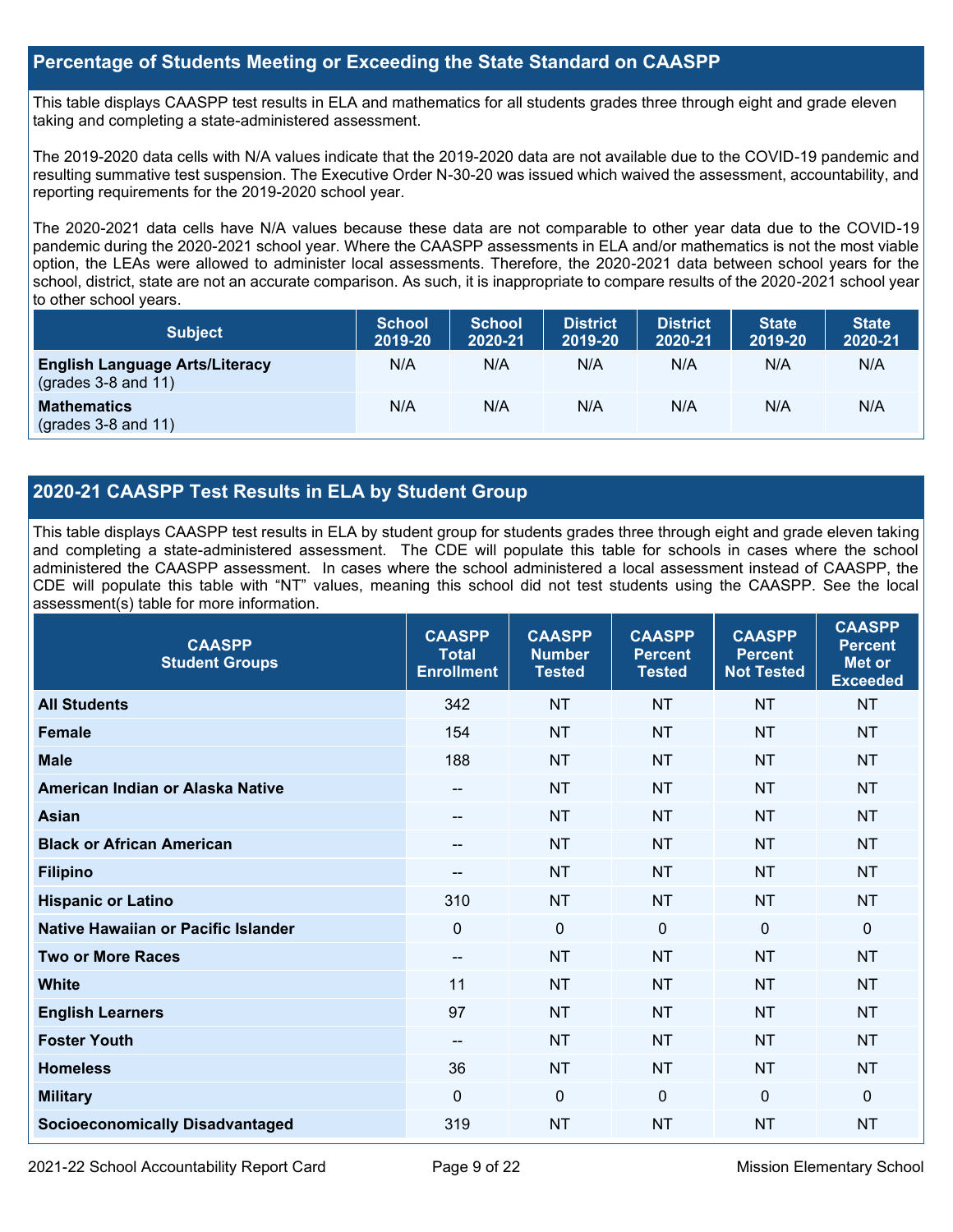## Percentage of Students Meeting or Exceeding the State Standard on CAASPP

This table displays CAASPP test results in ELA and mathematics for all students grades three through eight and grade eleven taking and completing a state-administered assessment.

The 2019-2020 data cells with N/A values indicate that the 2019-2020 data are not available due to the COVID-19 pandemic and resulting summative test suspension. The Executive Order N-30-20 was issued which waived the assessment, accountability, and reporting requirements for the 2019-2020 school year.

The 2020-2021 data cells have N/A values because these data are not comparable to other year data due to the COVID-19 pandemic during the 2020-2021 school year. Where the CAASPP assessments in ELA and/or mathematics is not the most viable option, the LEAs were allowed to administer local assessments. Therefore, the 2020-2021 data between school years for the school, district, state are not an accurate comparison. As such, it is inappropriate to compare results of the 2020-2021 school year to other school years.

| Subject | School 2019-20 | School 2020-21 | District 2019-20 | District 2020-21 | State 2019-20 | State 2020-21 |
|---|---|---|---|---|---|---|
| **English Language Arts/Literacy** (grades 3-8 and 11) | N/A | N/A | N/A | N/A | N/A | N/A |
| **Mathematics** (grades 3-8 and 11) | N/A | N/A | N/A | N/A | N/A | N/A |

## 2020-21 CAASPP Test Results in ELA by Student Group

This table displays CAASPP test results in ELA by student group for students grades three through eight and grade eleven taking and completing a state-administered assessment. The CDE will populate this table for schools in cases where the school administered the CAASPP assessment. In cases where the school administered a local assessment instead of CAASPP, the CDE will populate this table with "NT" values, meaning this school did not test students using the CAASPP. See the local assessment(s) table for more information.

| CAASPP Student Groups | CAASPP Total Enrollment | CAASPP Number Tested | CAASPP Percent Tested | CAASPP Percent Not Tested | CAASPP Percent Met or Exceeded |
|---|---|---|---|---|---|
| **All Students** | 342 | NT | NT | NT | NT |
| **Female** | 154 | NT | NT | NT | NT |
| **Male** | 188 | NT | NT | NT | NT |
| **American Indian or Alaska Native** | -- | NT | NT | NT | NT |
| **Asian** | -- | NT | NT | NT | NT |
| **Black or African American** | -- | NT | NT | NT | NT |
| **Filipino** | -- | NT | NT | NT | NT |
| **Hispanic or Latino** | 310 | NT | NT | NT | NT |
| **Native Hawaiian or Pacific Islander** | 0 | 0 | 0 | 0 | 0 |
| **Two or More Races** | -- | NT | NT | NT | NT |
| **White** | 11 | NT | NT | NT | NT |
| **English Learners** | 97 | NT | NT | NT | NT |
| **Foster Youth** | -- | NT | NT | NT | NT |
| **Homeless** | 36 | NT | NT | NT | NT |
| **Military** | 0 | 0 | 0 | 0 | 0 |
| **Socioeconomically Disadvantaged** | 319 | NT | NT | NT | NT |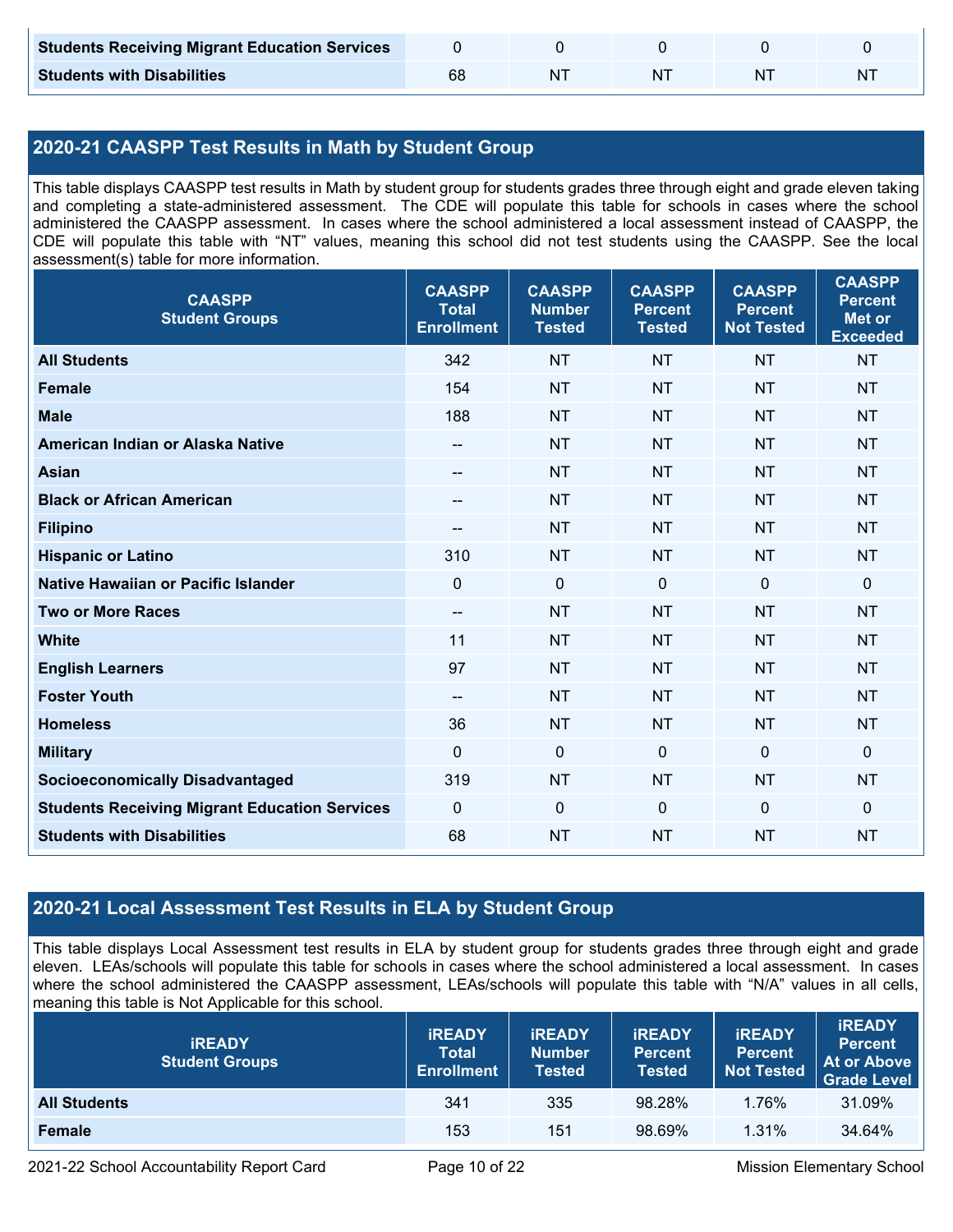| | | | | | |
|---|---|---|---|---|---|
| **Students Receiving Migrant Education Services** | 0 | 0 | 0 | 0 | 0 |
| **Students with Disabilities** | 68 | NT | NT | NT | NT |

## 2020-21 CAASPP Test Results in Math by Student Group

This table displays CAASPP test results in Math by student group for students grades three through eight and grade eleven taking and completing a state-administered assessment. The CDE will populate this table for schools in cases where the school administered the CAASPP assessment. In cases where the school administered a local assessment instead of CAASPP, the CDE will populate this table with "NT" values, meaning this school did not test students using the CAASPP. See the local assessment(s) table for more information.

| CAASPP Student Groups | CAASPP Total Enrollment | CAASPP Number Tested | CAASPP Percent Tested | CAASPP Percent Not Tested | CAASPP Percent Met or Exceeded |
|---|---|---|---|---|---|
| **All Students** | 342 | NT | NT | NT | NT |
| **Female** | 154 | NT | NT | NT | NT |
| **Male** | 188 | NT | NT | NT | NT |
| **American Indian or Alaska Native** | -- | NT | NT | NT | NT |
| **Asian** | -- | NT | NT | NT | NT |
| **Black or African American** | -- | NT | NT | NT | NT |
| **Filipino** | -- | NT | NT | NT | NT |
| **Hispanic or Latino** | 310 | NT | NT | NT | NT |
| **Native Hawaiian or Pacific Islander** | 0 | 0 | 0 | 0 | 0 |
| **Two or More Races** | -- | NT | NT | NT | NT |
| **White** | 11 | NT | NT | NT | NT |
| **English Learners** | 97 | NT | NT | NT | NT |
| **Foster Youth** | -- | NT | NT | NT | NT |
| **Homeless** | 36 | NT | NT | NT | NT |
| **Military** | 0 | 0 | 0 | 0 | 0 |
| **Socioeconomically Disadvantaged** | 319 | NT | NT | NT | NT |
| **Students Receiving Migrant Education Services** | 0 | 0 | 0 | 0 | 0 |
| **Students with Disabilities** | 68 | NT | NT | NT | NT |

## 2020-21 Local Assessment Test Results in ELA by Student Group

This table displays Local Assessment test results in ELA by student group for students grades three through eight and grade eleven. LEAs/schools will populate this table for schools in cases where the school administered a local assessment. In cases where the school administered the CAASPP assessment, LEAs/schools will populate this table with "N/A" values in all cells, meaning this table is Not Applicable for this school.

| iREADY Student Groups | iREADY Total Enrollment | iREADY Number Tested | iREADY Percent Tested | iREADY Percent Not Tested | iREADY Percent At or Above Grade Level |
|---|---|---|---|---|---|
| **All Students** | 341 | 335 | 98.28% | 1.76% | 31.09% |
| **Female** | 153 | 151 | 98.69% | 1.31% | 34.64% |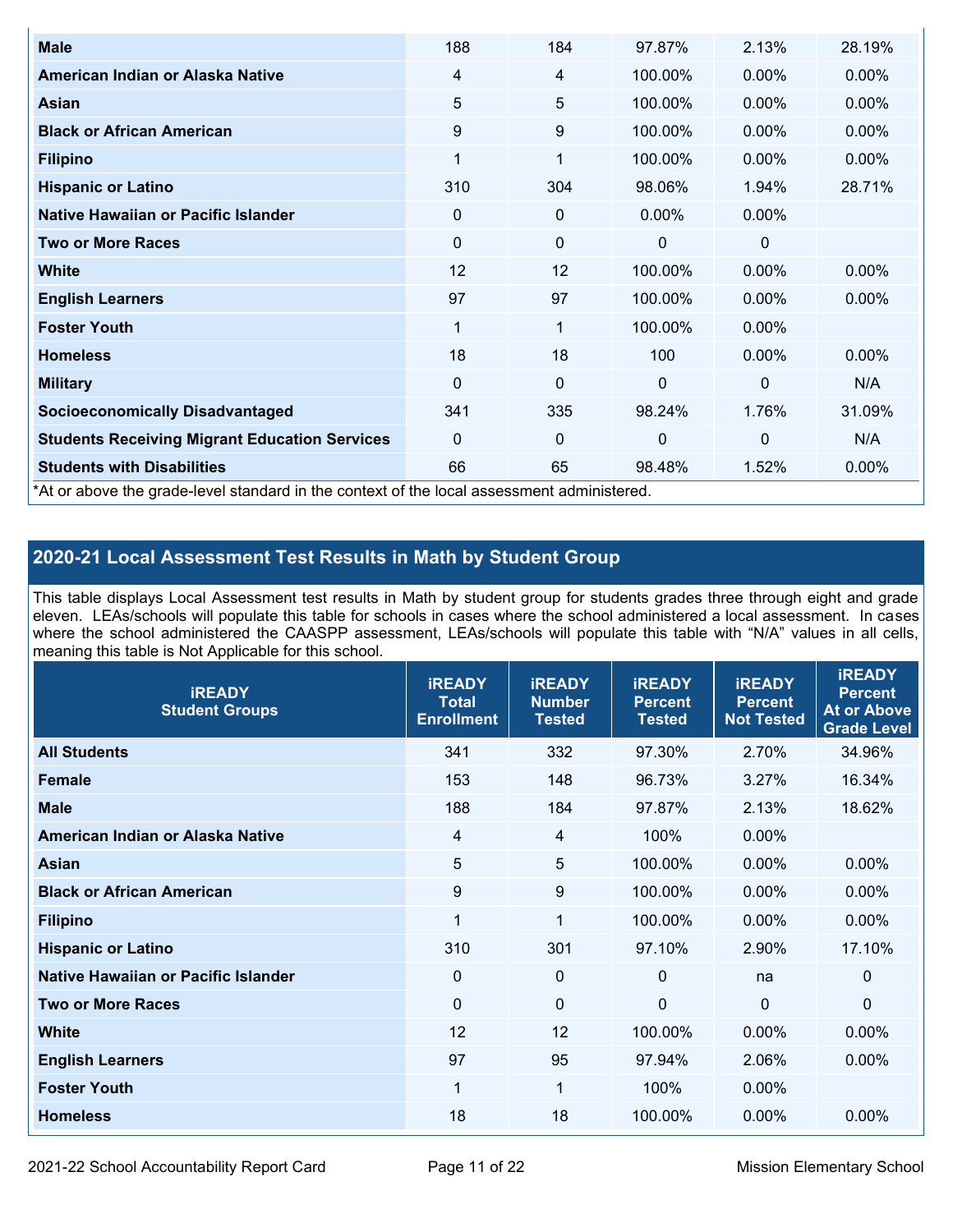| | | | | | |
|---|---|---|---|---|---|
| **Male** | 188 | 184 | 97.87% | 2.13% | 28.19% |
| **American Indian or Alaska Native** | 4 | 4 | 100.00% | 0.00% | 0.00% |
| **Asian** | 5 | 5 | 100.00% | 0.00% | 0.00% |
| **Black or African American** | 9 | 9 | 100.00% | 0.00% | 0.00% |
| **Filipino** | 1 | 1 | 100.00% | 0.00% | 0.00% |
| **Hispanic or Latino** | 310 | 304 | 98.06% | 1.94% | 28.71% |
| **Native Hawaiian or Pacific Islander** | 0 | 0 | 0.00% | 0.00% | |
| **Two or More Races** | 0 | 0 | 0 | 0 | |
| **White** | 12 | 12 | 100.00% | 0.00% | 0.00% |
| **English Learners** | 97 | 97 | 100.00% | 0.00% | 0.00% |
| **Foster Youth** | 1 | 1 | 100.00% | 0.00% | |
| **Homeless** | 18 | 18 | 100 | 0.00% | 0.00% |
| **Military** | 0 | 0 | 0 | 0 | N/A |
| **Socioeconomically Disadvantaged** | 341 | 335 | 98.24% | 1.76% | 31.09% |
| **Students Receiving Migrant Education Services** | 0 | 0 | 0 | 0 | N/A |
| **Students with Disabilities** | 66 | 65 | 98.48% | 1.52% | 0.00% |

*At or above the grade-level standard in the context of the local assessment administered.

## 2020-21 Local Assessment Test Results in Math by Student Group

This table displays Local Assessment test results in Math by student group for students grades three through eight and grade eleven. LEAs/schools will populate this table for schools in cases where the school administered a local assessment. In cases where the school administered the CAASPP assessment, LEAs/schools will populate this table with "N/A" values in all cells, meaning this table is Not Applicable for this school.

| iREADY Student Groups | iREADY Total Enrollment | iREADY Number Tested | iREADY Percent Tested | iREADY Percent Not Tested | iREADY Percent At or Above Grade Level |
|---|---|---|---|---|---|
| **All Students** | 341 | 332 | 97.30% | 2.70% | 34.96% |
| **Female** | 153 | 148 | 96.73% | 3.27% | 16.34% |
| **Male** | 188 | 184 | 97.87% | 2.13% | 18.62% |
| **American Indian or Alaska Native** | 4 | 4 | 100% | 0.00% | |
| **Asian** | 5 | 5 | 100.00% | 0.00% | 0.00% |
| **Black or African American** | 9 | 9 | 100.00% | 0.00% | 0.00% |
| **Filipino** | 1 | 1 | 100.00% | 0.00% | 0.00% |
| **Hispanic or Latino** | 310 | 301 | 97.10% | 2.90% | 17.10% |
| **Native Hawaiian or Pacific Islander** | 0 | 0 | 0 | na | 0 |
| **Two or More Races** | 0 | 0 | 0 | 0 | 0 |
| **White** | 12 | 12 | 100.00% | 0.00% | 0.00% |
| **English Learners** | 97 | 95 | 97.94% | 2.06% | 0.00% |
| **Foster Youth** | 1 | 1 | 100% | 0.00% | |
| **Homeless** | 18 | 18 | 100.00% | 0.00% | 0.00% |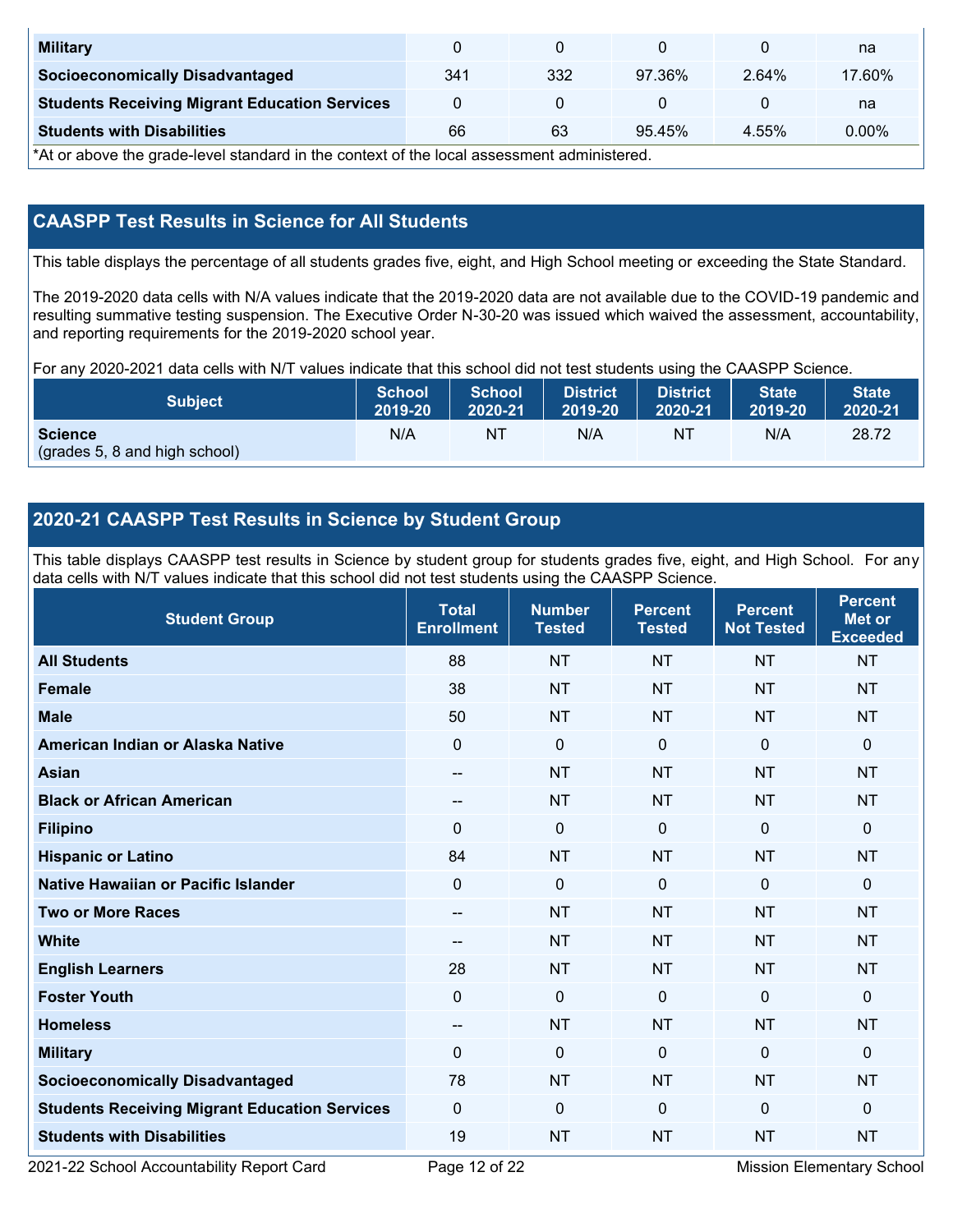| Military | 0 | 0 | 0 | 0 | na |
|---|---|---|---|---|---|
| Socioeconomically Disadvantaged | 341 | 332 | 97.36% | 2.64% | 17.60% |
| Students Receiving Migrant Education Services | 0 | 0 | 0 | 0 | na |
| Students with Disabilities | 66 | 63 | 95.45% | 4.55% | 0.00% |

*At or above the grade-level standard in the context of the local assessment administered.

## CAASPP Test Results in Science for All Students

This table displays the percentage of all students grades five, eight, and High School meeting or exceeding the State Standard.

The 2019-2020 data cells with N/A values indicate that the 2019-2020 data are not available due to the COVID-19 pandemic and resulting summative testing suspension. The Executive Order N-30-20 was issued which waived the assessment, accountability, and reporting requirements for the 2019-2020 school year.

For any 2020-2021 data cells with N/T values indicate that this school did not test students using the CAASPP Science.

| Subject | School 2019-20 | School 2020-21 | District 2019-20 | District 2020-21 | State 2019-20 | State 2020-21 |
|---|---|---|---|---|---|---|
| **Science** (grades 5, 8 and high school) | N/A | NT | N/A | NT | N/A | 28.72 |

## 2020-21 CAASPP Test Results in Science by Student Group

This table displays CAASPP test results in Science by student group for students grades five, eight, and High School. For any data cells with N/T values indicate that this school did not test students using the CAASPP Science.

| Student Group | Total Enrollment | Number Tested | Percent Tested | Percent Not Tested | Percent Met or Exceeded |
|---|---|---|---|---|---|
| All Students | 88 | NT | NT | NT | NT |
| Female | 38 | NT | NT | NT | NT |
| Male | 50 | NT | NT | NT | NT |
| American Indian or Alaska Native | 0 | 0 | 0 | 0 | 0 |
| Asian | -- | NT | NT | NT | NT |
| Black or African American | -- | NT | NT | NT | NT |
| Filipino | 0 | 0 | 0 | 0 | 0 |
| Hispanic or Latino | 84 | NT | NT | NT | NT |
| Native Hawaiian or Pacific Islander | 0 | 0 | 0 | 0 | 0 |
| Two or More Races | -- | NT | NT | NT | NT |
| White | -- | NT | NT | NT | NT |
| English Learners | 28 | NT | NT | NT | NT |
| Foster Youth | 0 | 0 | 0 | 0 | 0 |
| Homeless | -- | NT | NT | NT | NT |
| Military | 0 | 0 | 0 | 0 | 0 |
| Socioeconomically Disadvantaged | 78 | NT | NT | NT | NT |
| Students Receiving Migrant Education Services | 0 | 0 | 0 | 0 | 0 |
| Students with Disabilities | 19 | NT | NT | NT | NT |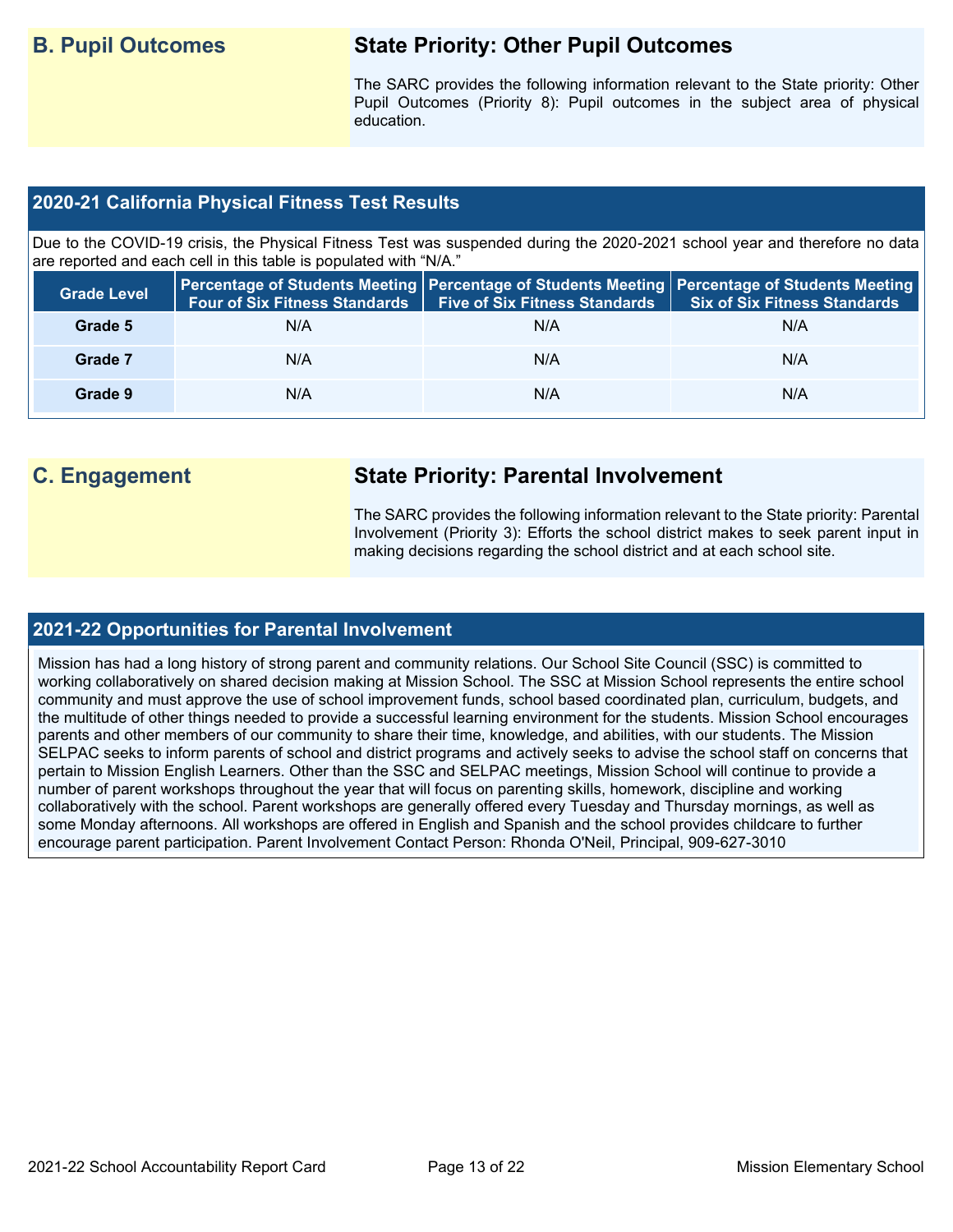## B. Pupil Outcomes

### State Priority: Other Pupil Outcomes

The SARC provides the following information relevant to the State priority: Other Pupil Outcomes (Priority 8): Pupil outcomes in the subject area of physical education.

### 2020-21 California Physical Fitness Test Results

Due to the COVID-19 crisis, the Physical Fitness Test was suspended during the 2020-2021 school year and therefore no data are reported and each cell in this table is populated with "N/A."

| Grade Level | Percentage of Students Meeting Four of Six Fitness Standards | Percentage of Students Meeting Five of Six Fitness Standards | Percentage of Students Meeting Six of Six Fitness Standards |
|---|---|---|---|
| Grade 5 | N/A | N/A | N/A |
| Grade 7 | N/A | N/A | N/A |
| Grade 9 | N/A | N/A | N/A |

## C. Engagement

### State Priority: Parental Involvement

The SARC provides the following information relevant to the State priority: Parental Involvement (Priority 3): Efforts the school district makes to seek parent input in making decisions regarding the school district and at each school site.

### 2021-22 Opportunities for Parental Involvement

Mission has had a long history of strong parent and community relations. Our School Site Council (SSC) is committed to working collaboratively on shared decision making at Mission School. The SSC at Mission School represents the entire school community and must approve the use of school improvement funds, school based coordinated plan, curriculum, budgets, and the multitude of other things needed to provide a successful learning environment for the students. Mission School encourages parents and other members of our community to share their time, knowledge, and abilities, with our students. The Mission SELPAC seeks to inform parents of school and district programs and actively seeks to advise the school staff on concerns that pertain to Mission English Learners. Other than the SSC and SELPAC meetings, Mission School will continue to provide a number of parent workshops throughout the year that will focus on parenting skills, homework, discipline and working collaboratively with the school. Parent workshops are generally offered every Tuesday and Thursday mornings, as well as some Monday afternoons. All workshops are offered in English and Spanish and the school provides childcare to further encourage parent participation. Parent Involvement Contact Person: Rhonda O'Neil, Principal, 909-627-3010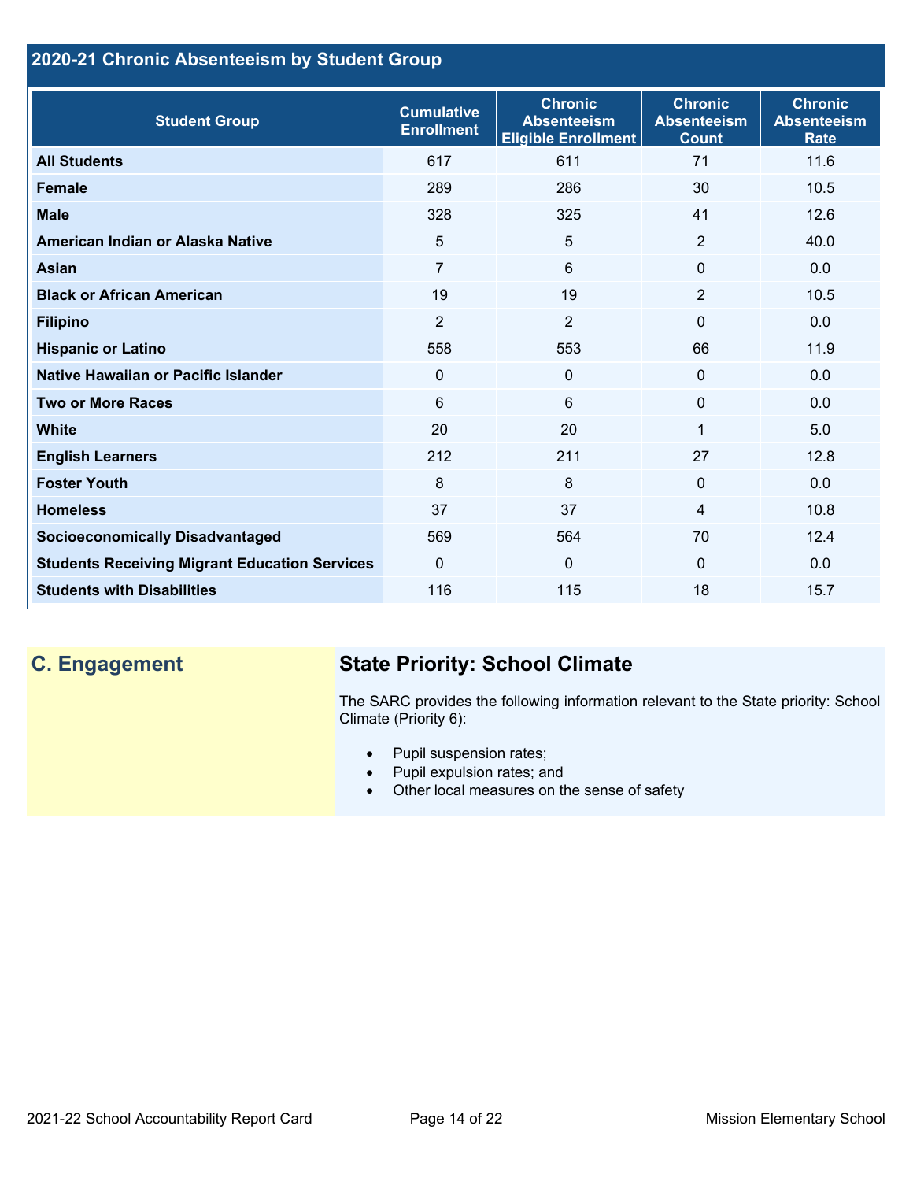## 2020-21 Chronic Absenteeism by Student Group

| Student Group | Cumulative Enrollment | Chronic Absenteeism Eligible Enrollment | Chronic Absenteeism Count | Chronic Absenteeism Rate |
|---|---|---|---|---|
| **All Students** | 617 | 611 | 71 | 11.6 |
| **Female** | 289 | 286 | 30 | 10.5 |
| **Male** | 328 | 325 | 41 | 12.6 |
| **American Indian or Alaska Native** | 5 | 5 | 2 | 40.0 |
| **Asian** | 7 | 6 | 0 | 0.0 |
| **Black or African American** | 19 | 19 | 2 | 10.5 |
| **Filipino** | 2 | 2 | 0 | 0.0 |
| **Hispanic or Latino** | 558 | 553 | 66 | 11.9 |
| **Native Hawaiian or Pacific Islander** | 0 | 0 | 0 | 0.0 |
| **Two or More Races** | 6 | 6 | 0 | 0.0 |
| **White** | 20 | 20 | 1 | 5.0 |
| **English Learners** | 212 | 211 | 27 | 12.8 |
| **Foster Youth** | 8 | 8 | 0 | 0.0 |
| **Homeless** | 37 | 37 | 4 | 10.8 |
| **Socioeconomically Disadvantaged** | 569 | 564 | 70 | 12.4 |
| **Students Receiving Migrant Education Services** | 0 | 0 | 0 | 0.0 |
| **Students with Disabilities** | 116 | 115 | 18 | 15.7 |

## C. Engagement

### State Priority: School Climate

The SARC provides the following information relevant to the State priority: School Climate (Priority 6):

- Pupil suspension rates;
- Pupil expulsion rates; and
- Other local measures on the sense of safety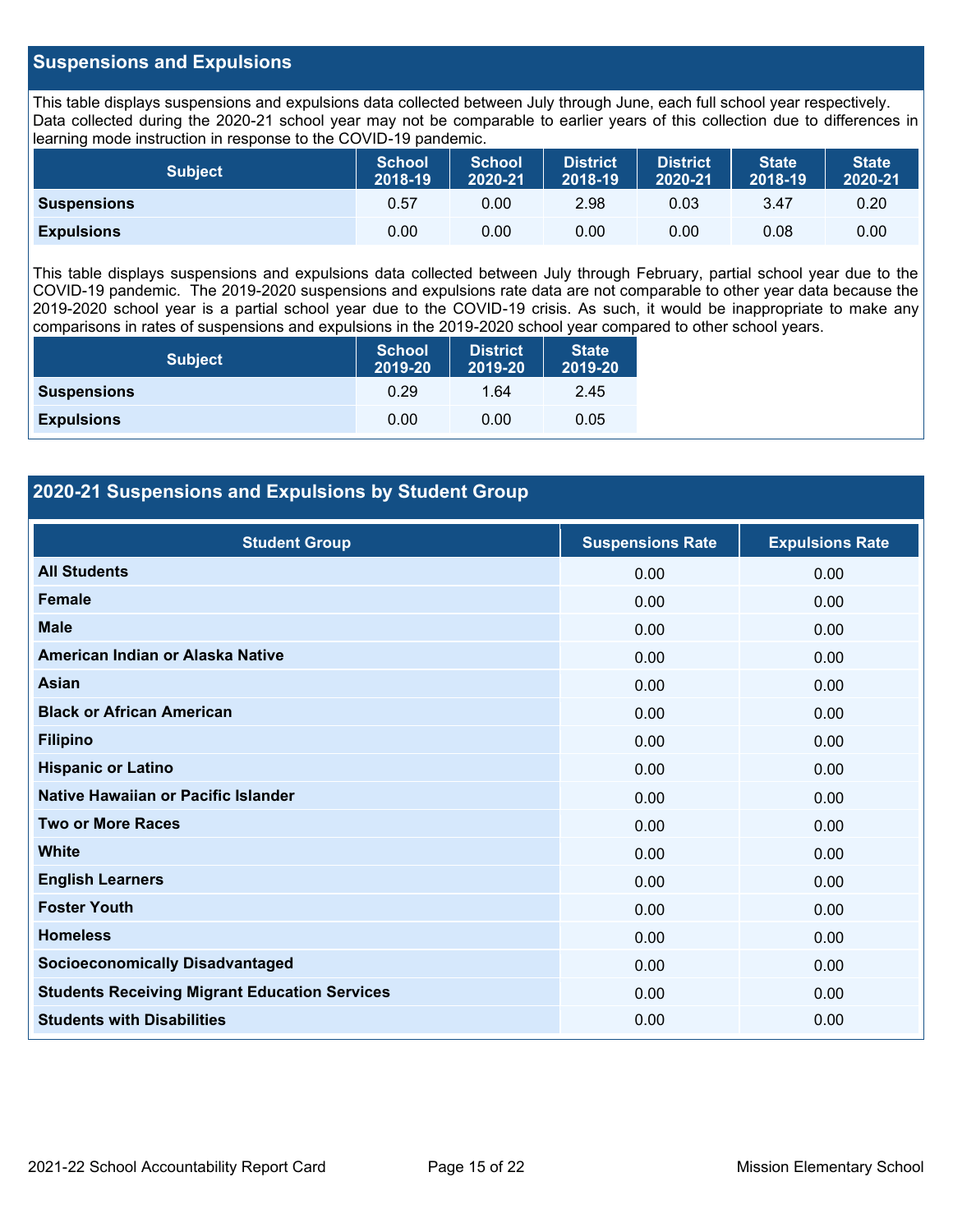## Suspensions and Expulsions

This table displays suspensions and expulsions data collected between July through June, each full school year respectively. Data collected during the 2020-21 school year may not be comparable to earlier years of this collection due to differences in learning mode instruction in response to the COVID-19 pandemic.

| Subject | School 2018-19 | School 2020-21 | District 2018-19 | District 2020-21 | State 2018-19 | State 2020-21 |
|---|---|---|---|---|---|---|
| **Suspensions** | 0.57 | 0.00 | 2.98 | 0.03 | 3.47 | 0.20 |
| **Expulsions** | 0.00 | 0.00 | 0.00 | 0.00 | 0.08 | 0.00 |

This table displays suspensions and expulsions data collected between July through February, partial school year due to the COVID-19 pandemic. The 2019-2020 suspensions and expulsions rate data are not comparable to other year data because the 2019-2020 school year is a partial school year due to the COVID-19 crisis. As such, it would be inappropriate to make any comparisons in rates of suspensions and expulsions in the 2019-2020 school year compared to other school years.

| Subject | School 2019-20 | District 2019-20 | State 2019-20 |
|---|---|---|---|
| **Suspensions** | 0.29 | 1.64 | 2.45 |
| **Expulsions** | 0.00 | 0.00 | 0.05 |

## 2020-21 Suspensions and Expulsions by Student Group

| Student Group | Suspensions Rate | Expulsions Rate |
|---|---|---|
| **All Students** | 0.00 | 0.00 |
| **Female** | 0.00 | 0.00 |
| **Male** | 0.00 | 0.00 |
| **American Indian or Alaska Native** | 0.00 | 0.00 |
| **Asian** | 0.00 | 0.00 |
| **Black or African American** | 0.00 | 0.00 |
| **Filipino** | 0.00 | 0.00 |
| **Hispanic or Latino** | 0.00 | 0.00 |
| **Native Hawaiian or Pacific Islander** | 0.00 | 0.00 |
| **Two or More Races** | 0.00 | 0.00 |
| **White** | 0.00 | 0.00 |
| **English Learners** | 0.00 | 0.00 |
| **Foster Youth** | 0.00 | 0.00 |
| **Homeless** | 0.00 | 0.00 |
| **Socioeconomically Disadvantaged** | 0.00 | 0.00 |
| **Students Receiving Migrant Education Services** | 0.00 | 0.00 |
| **Students with Disabilities** | 0.00 | 0.00 |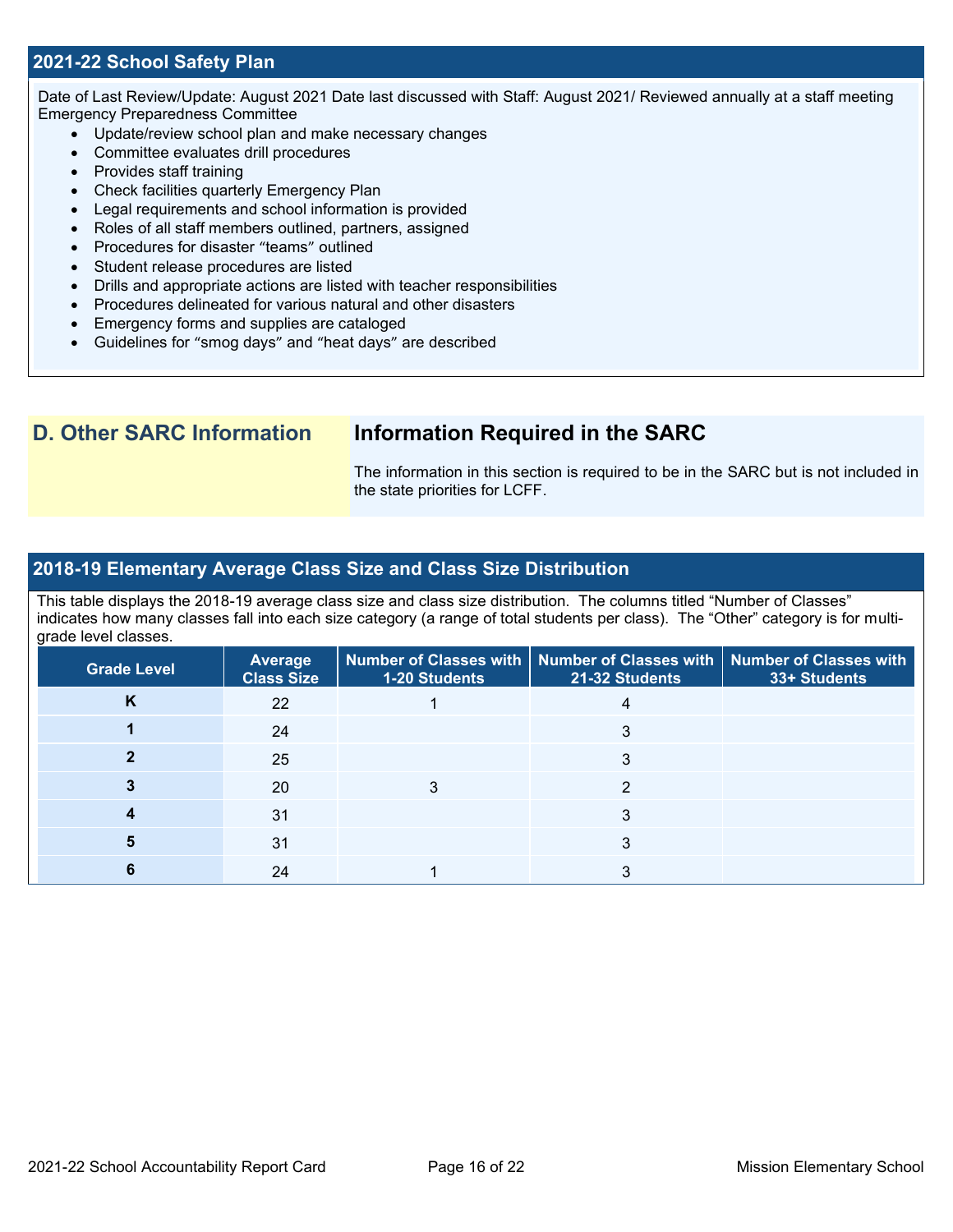## 2021-22 School Safety Plan

Date of Last Review/Update: August 2021 Date last discussed with Staff: August 2021/ Reviewed annually at a staff meeting Emergency Preparedness Committee

- Update/review school plan and make necessary changes
- Committee evaluates drill procedures
- Provides staff training
- Check facilities quarterly Emergency Plan
- Legal requirements and school information is provided
- Roles of all staff members outlined, partners, assigned
- Procedures for disaster "teams" outlined
- Student release procedures are listed
- Drills and appropriate actions are listed with teacher responsibilities
- Procedures delineated for various natural and other disasters
- Emergency forms and supplies are cataloged
- Guidelines for "smog days" and "heat days" are described

## D. Other SARC Information

### Information Required in the SARC

The information in this section is required to be in the SARC but is not included in the state priorities for LCFF.

## 2018-19 Elementary Average Class Size and Class Size Distribution

This table displays the 2018-19 average class size and class size distribution. The columns titled "Number of Classes" indicates how many classes fall into each size category (a range of total students per class). The "Other" category is for multi-grade level classes.

| Grade Level | Average Class Size | Number of Classes with 1-20 Students | Number of Classes with 21-32 Students | Number of Classes with 33+ Students |
|---|---|---|---|---|
| K | 22 | 1 | 4 | |
| 1 | 24 | | 3 | |
| 2 | 25 | | 3 | |
| 3 | 20 | 3 | 2 | |
| 4 | 31 | | 3 | |
| 5 | 31 | | 3 | |
| 6 | 24 | 1 | 3 | |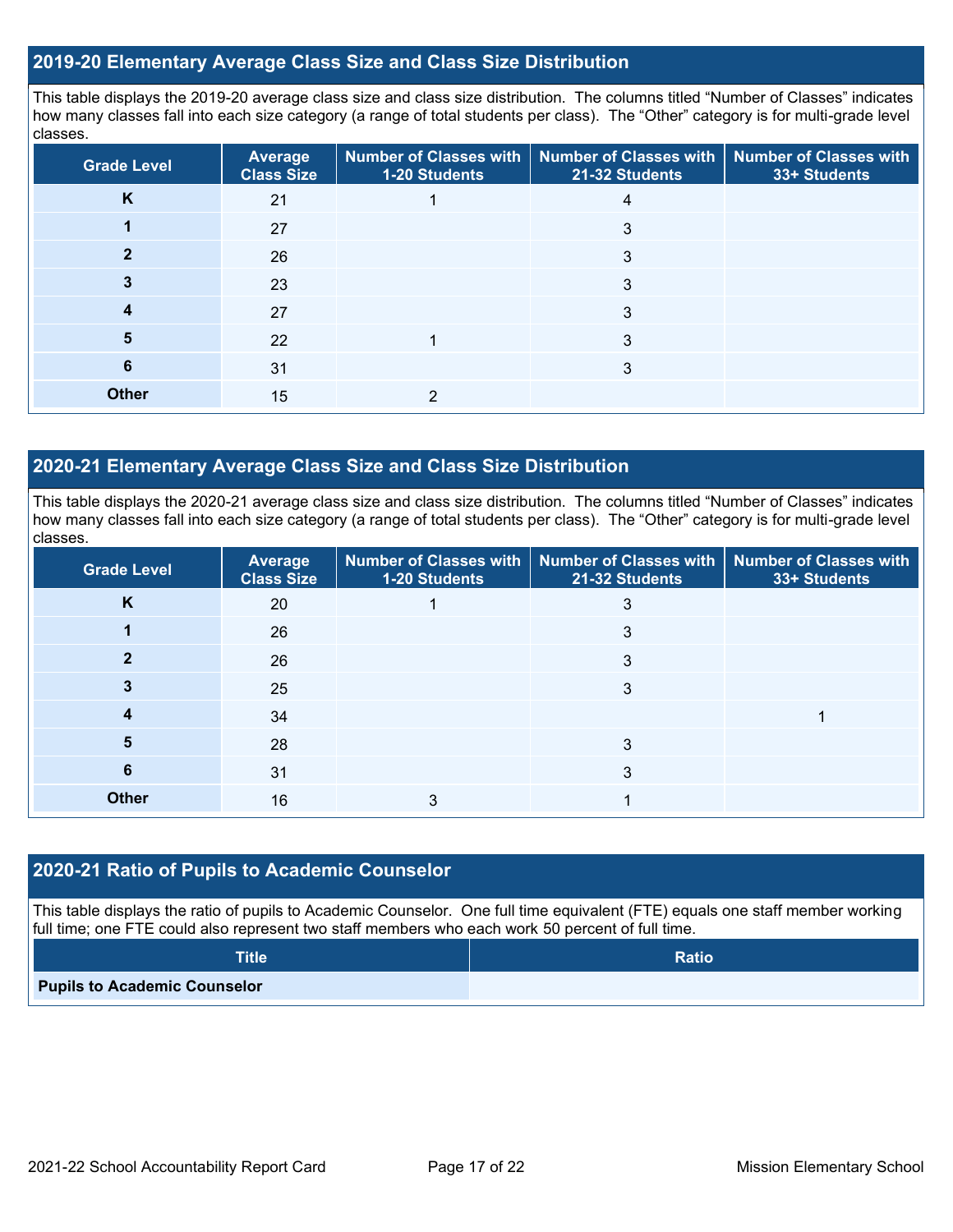## 2019-20 Elementary Average Class Size and Class Size Distribution

This table displays the 2019-20 average class size and class size distribution. The columns titled "Number of Classes" indicates how many classes fall into each size category (a range of total students per class). The "Other" category is for multi-grade level classes.

| Grade Level | Average Class Size | Number of Classes with 1-20 Students | Number of Classes with 21-32 Students | Number of Classes with 33+ Students |
|---|---|---|---|---|
| K | 21 | 1 | 4 | |
| 1 | 27 | | 3 | |
| 2 | 26 | | 3 | |
| 3 | 23 | | 3 | |
| 4 | 27 | | 3 | |
| 5 | 22 | 1 | 3 | |
| 6 | 31 | | 3 | |
| Other | 15 | 2 | | |

## 2020-21 Elementary Average Class Size and Class Size Distribution

This table displays the 2020-21 average class size and class size distribution. The columns titled "Number of Classes" indicates how many classes fall into each size category (a range of total students per class). The "Other" category is for multi-grade level classes.

| Grade Level | Average Class Size | Number of Classes with 1-20 Students | Number of Classes with 21-32 Students | Number of Classes with 33+ Students |
|---|---|---|---|---|
| K | 20 | 1 | 3 | |
| 1 | 26 | | 3 | |
| 2 | 26 | | 3 | |
| 3 | 25 | | 3 | |
| 4 | 34 | | | 1 |
| 5 | 28 | | 3 | |
| 6 | 31 | | 3 | |
| Other | 16 | 3 | 1 | |

## 2020-21 Ratio of Pupils to Academic Counselor

This table displays the ratio of pupils to Academic Counselor. One full time equivalent (FTE) equals one staff member working full time; one FTE could also represent two staff members who each work 50 percent of full time.

| Title | Ratio |
|---|---|
| Pupils to Academic Counselor | |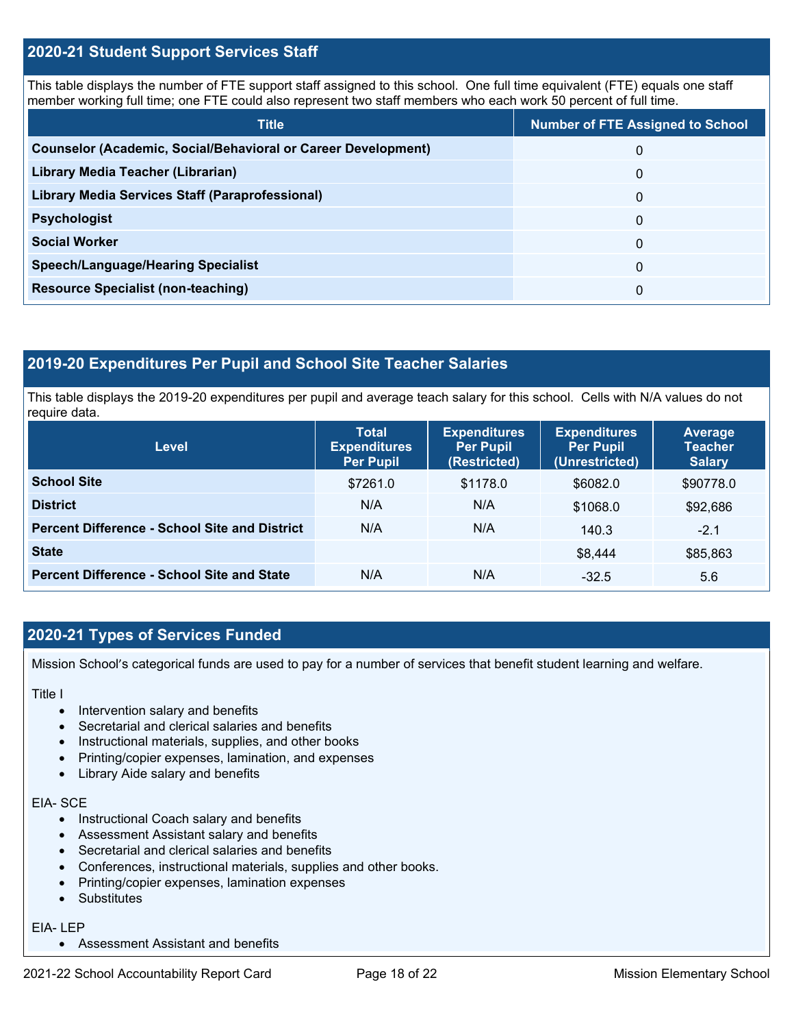## 2020-21 Student Support Services Staff

This table displays the number of FTE support staff assigned to this school. One full time equivalent (FTE) equals one staff member working full time; one FTE could also represent two staff members who each work 50 percent of full time.

| Title | Number of FTE Assigned to School |
|---|---|
| **Counselor (Academic, Social/Behavioral or Career Development)** | 0 |
| **Library Media Teacher (Librarian)** | 0 |
| **Library Media Services Staff (Paraprofessional)** | 0 |
| **Psychologist** | 0 |
| **Social Worker** | 0 |
| **Speech/Language/Hearing Specialist** | 0 |
| **Resource Specialist (non-teaching)** | 0 |

## 2019-20 Expenditures Per Pupil and School Site Teacher Salaries

This table displays the 2019-20 expenditures per pupil and average teach salary for this school. Cells with N/A values do not require data.

| Level | Total Expenditures Per Pupil | Expenditures Per Pupil (Restricted) | Expenditures Per Pupil (Unrestricted) | Average Teacher Salary |
|---|---|---|---|---|
| **School Site** | $7261.0 | $1178.0 | $6082.0 | $90778.0 |
| **District** | N/A | N/A | $1068.0 | $92,686 |
| **Percent Difference - School Site and District** | N/A | N/A | 140.3 | -2.1 |
| **State** | | | $8,444 | $85,863 |
| **Percent Difference - School Site and State** | N/A | N/A | -32.5 | 5.6 |

## 2020-21 Types of Services Funded

Mission School's categorical funds are used to pay for a number of services that benefit student learning and welfare.

Title I

- Intervention salary and benefits
- Secretarial and clerical salaries and benefits
- Instructional materials, supplies, and other books
- Printing/copier expenses, lamination, and expenses
- Library Aide salary and benefits

EIA- SCE

- Instructional Coach salary and benefits
- Assessment Assistant salary and benefits
- Secretarial and clerical salaries and benefits
- Conferences, instructional materials, supplies and other books.
- Printing/copier expenses, lamination expenses
- Substitutes

EIA- LEP

- Assessment Assistant and benefits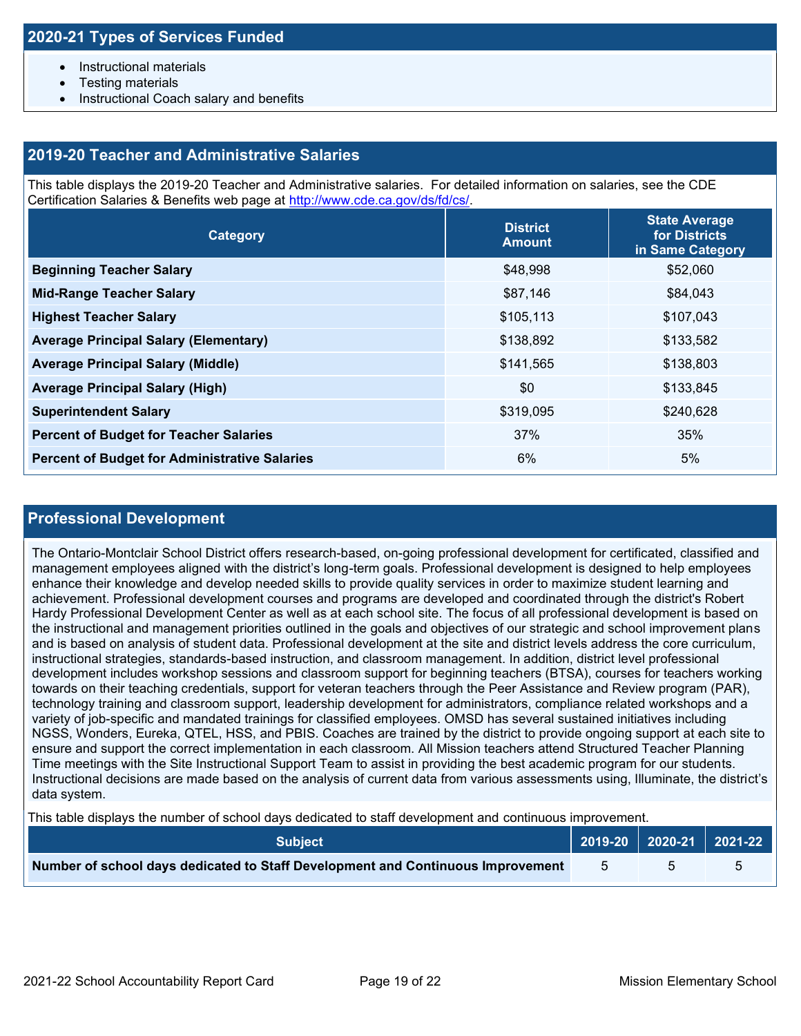## 2020-21 Types of Services Funded

- Instructional materials
- Testing materials
- Instructional Coach salary and benefits

## 2019-20 Teacher and Administrative Salaries

This table displays the 2019-20 Teacher and Administrative salaries. For detailed information on salaries, see the CDE Certification Salaries & Benefits web page at http://www.cde.ca.gov/ds/fd/cs/.

| Category | District Amount | State Average for Districts in Same Category |
|---|---|---|
| **Beginning Teacher Salary** | $48,998 | $52,060 |
| **Mid-Range Teacher Salary** | $87,146 | $84,043 |
| **Highest Teacher Salary** | $105,113 | $107,043 |
| **Average Principal Salary (Elementary)** | $138,892 | $133,582 |
| **Average Principal Salary (Middle)** | $141,565 | $138,803 |
| **Average Principal Salary (High)** | $0 | $133,845 |
| **Superintendent Salary** | $319,095 | $240,628 |
| **Percent of Budget for Teacher Salaries** | 37% | 35% |
| **Percent of Budget for Administrative Salaries** | 6% | 5% |

## Professional Development

The Ontario-Montclair School District offers research-based, on-going professional development for certificated, classified and management employees aligned with the district's long-term goals. Professional development is designed to help employees enhance their knowledge and develop needed skills to provide quality services in order to maximize student learning and achievement. Professional development courses and programs are developed and coordinated through the district's Robert Hardy Professional Development Center as well as at each school site. The focus of all professional development is based on the instructional and management priorities outlined in the goals and objectives of our strategic and school improvement plans and is based on analysis of student data. Professional development at the site and district levels address the core curriculum, instructional strategies, standards-based instruction, and classroom management. In addition, district level professional development includes workshop sessions and classroom support for beginning teachers (BTSA), courses for teachers working towards on their teaching credentials, support for veteran teachers through the Peer Assistance and Review program (PAR), technology training and classroom support, leadership development for administrators, compliance related workshops and a variety of job-specific and mandated trainings for classified employees. OMSD has several sustained initiatives including NGSS, Wonders, Eureka, QTEL, HSS, and PBIS. Coaches are trained by the district to provide ongoing support at each site to ensure and support the correct implementation in each classroom. All Mission teachers attend Structured Teacher Planning Time meetings with the Site Instructional Support Team to assist in providing the best academic program for our students. Instructional decisions are made based on the analysis of current data from various assessments using, Illuminate, the district's data system.

This table displays the number of school days dedicated to staff development and continuous improvement.

| Subject | 2019-20 | 2020-21 | 2021-22 |
|---|---|---|---|
| **Number of school days dedicated to Staff Development and Continuous Improvement** | 5 | 5 | 5 |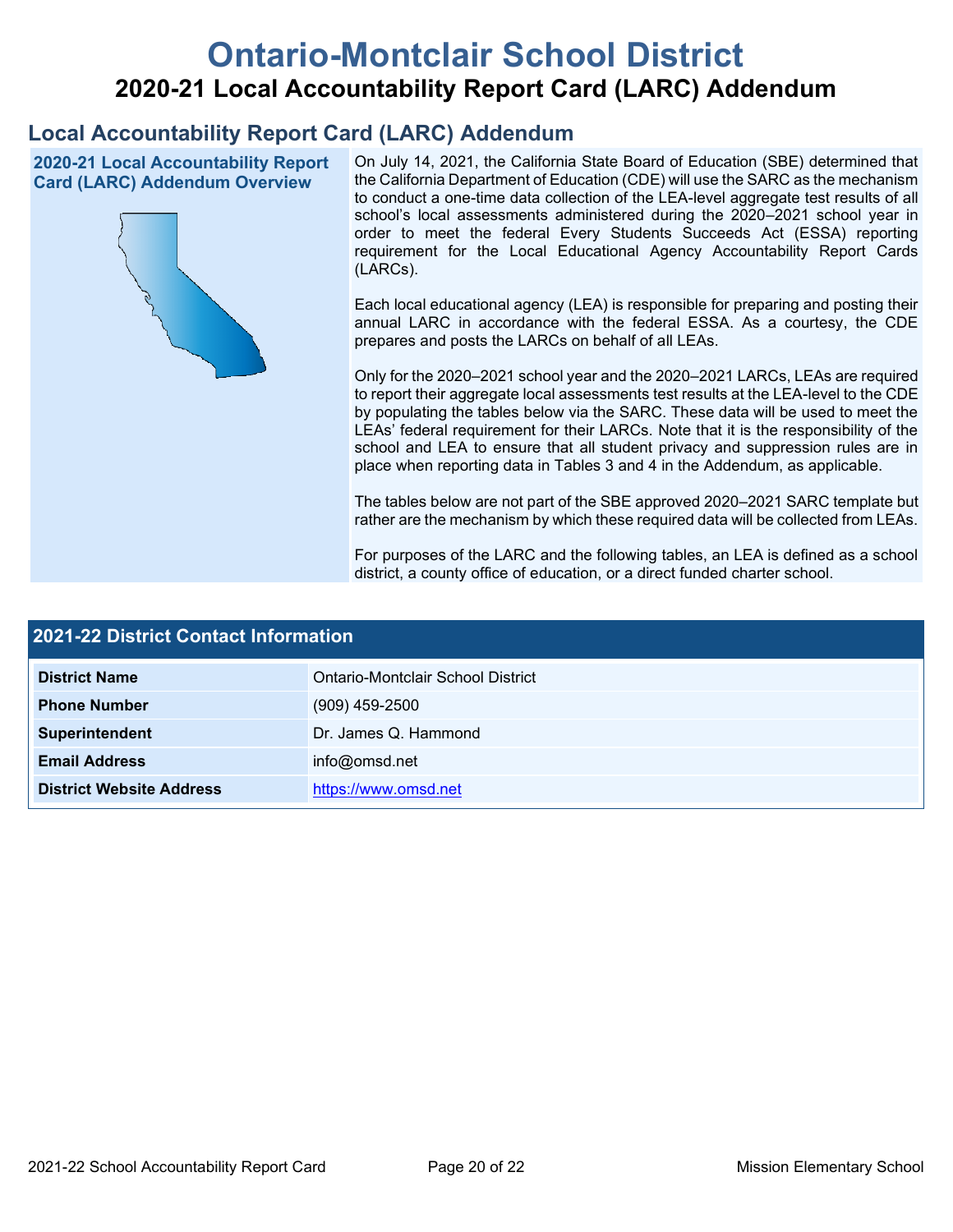# Ontario-Montclair School District

## 2020-21 Local Accountability Report Card (LARC) Addendum

## Local Accountability Report Card (LARC) Addendum

### 2020-21 Local Accountability Report Card (LARC) Addendum Overview

On July 14, 2021, the California State Board of Education (SBE) determined that the California Department of Education (CDE) will use the SARC as the mechanism to conduct a one-time data collection of the LEA-level aggregate test results of all school's local assessments administered during the 2020–2021 school year in order to meet the federal Every Students Succeeds Act (ESSA) reporting requirement for the Local Educational Agency Accountability Report Cards (LARCs).

Each local educational agency (LEA) is responsible for preparing and posting their annual LARC in accordance with the federal ESSA. As a courtesy, the CDE prepares and posts the LARCs on behalf of all LEAs.

Only for the 2020–2021 school year and the 2020–2021 LARCs, LEAs are required to report their aggregate local assessments test results at the LEA-level to the CDE by populating the tables below via the SARC. These data will be used to meet the LEAs' federal requirement for their LARCs. Note that it is the responsibility of the school and LEA to ensure that all student privacy and suppression rules are in place when reporting data in Tables 3 and 4 in the Addendum, as applicable.

The tables below are not part of the SBE approved 2020–2021 SARC template but rather are the mechanism by which these required data will be collected from LEAs.

For purposes of the LARC and the following tables, an LEA is defined as a school district, a county office of education, or a direct funded charter school.

### 2021-22 District Contact Information

| 2021-22 District Contact Information | |
|---|---|
| **District Name** | Ontario-Montclair School District |
| **Phone Number** | (909) 459-2500 |
| **Superintendent** | Dr. James Q. Hammond |
| **Email Address** | info@omsd.net |
| **District Website Address** | https://www.omsd.net |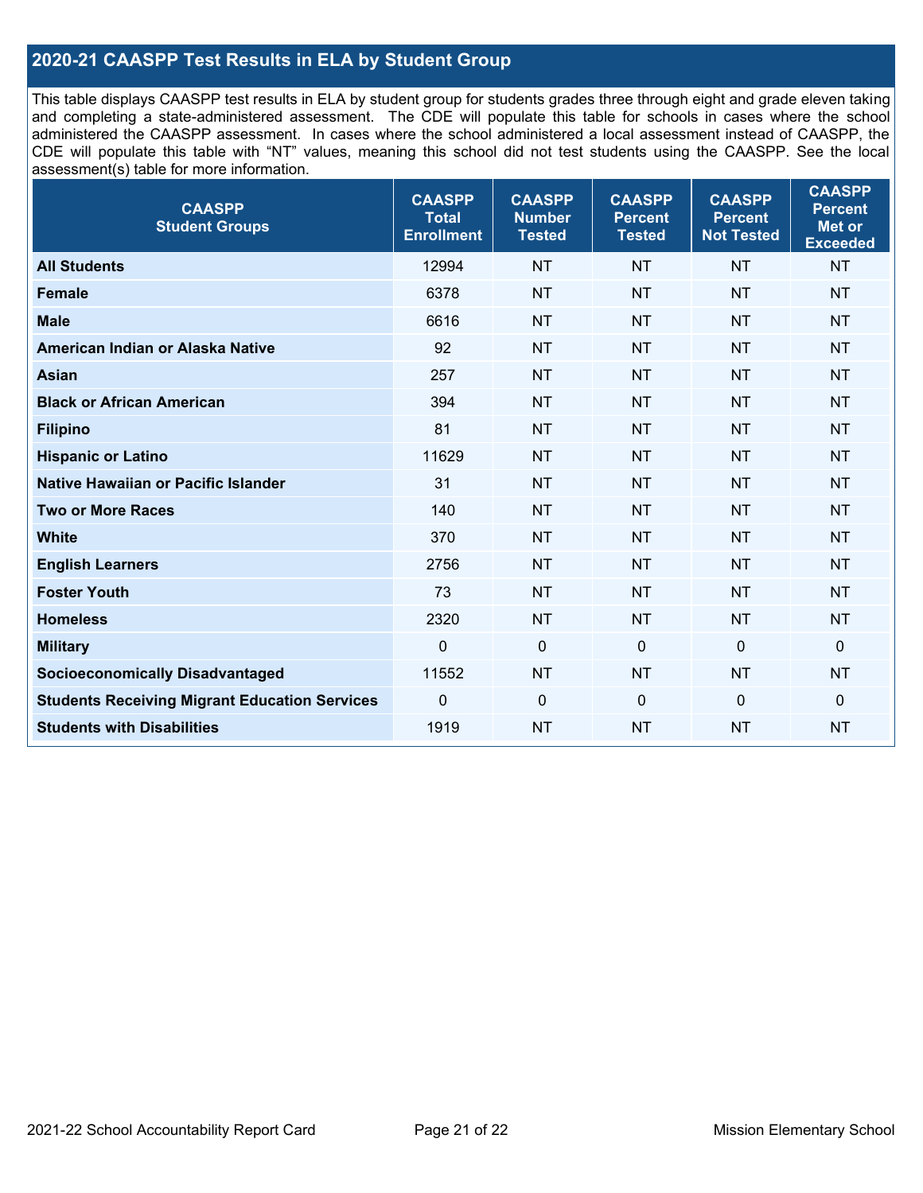## 2020-21 CAASPP Test Results in ELA by Student Group

This table displays CAASPP test results in ELA by student group for students grades three through eight and grade eleven taking and completing a state-administered assessment. The CDE will populate this table for schools in cases where the school administered the CAASPP assessment. In cases where the school administered a local assessment instead of CAASPP, the CDE will populate this table with "NT" values, meaning this school did not test students using the CAASPP. See the local assessment(s) table for more information.

| CAASPP Student Groups | CAASPP Total Enrollment | CAASPP Number Tested | CAASPP Percent Tested | CAASPP Percent Not Tested | CAASPP Percent Met or Exceeded |
|---|---|---|---|---|---|
| **All Students** | 12994 | NT | NT | NT | NT |
| **Female** | 6378 | NT | NT | NT | NT |
| **Male** | 6616 | NT | NT | NT | NT |
| **American Indian or Alaska Native** | 92 | NT | NT | NT | NT |
| **Asian** | 257 | NT | NT | NT | NT |
| **Black or African American** | 394 | NT | NT | NT | NT |
| **Filipino** | 81 | NT | NT | NT | NT |
| **Hispanic or Latino** | 11629 | NT | NT | NT | NT |
| **Native Hawaiian or Pacific Islander** | 31 | NT | NT | NT | NT |
| **Two or More Races** | 140 | NT | NT | NT | NT |
| **White** | 370 | NT | NT | NT | NT |
| **English Learners** | 2756 | NT | NT | NT | NT |
| **Foster Youth** | 73 | NT | NT | NT | NT |
| **Homeless** | 2320 | NT | NT | NT | NT |
| **Military** | 0 | 0 | 0 | 0 | 0 |
| **Socioeconomically Disadvantaged** | 11552 | NT | NT | NT | NT |
| **Students Receiving Migrant Education Services** | 0 | 0 | 0 | 0 | 0 |
| **Students with Disabilities** | 1919 | NT | NT | NT | NT |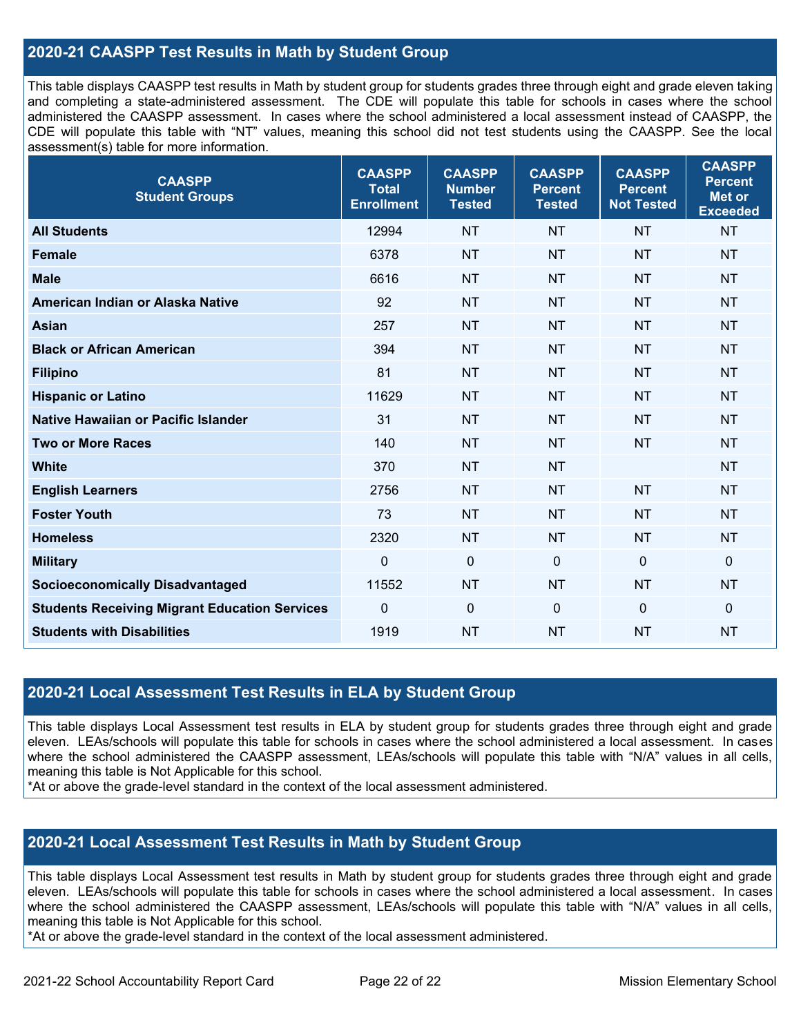## 2020-21 CAASPP Test Results in Math by Student Group

This table displays CAASPP test results in Math by student group for students grades three through eight and grade eleven taking and completing a state-administered assessment. The CDE will populate this table for schools in cases where the school administered the CAASPP assessment. In cases where the school administered a local assessment instead of CAASPP, the CDE will populate this table with "NT" values, meaning this school did not test students using the CAASPP. See the local assessment(s) table for more information.

| CAASPP Student Groups | CAASPP Total Enrollment | CAASPP Number Tested | CAASPP Percent Tested | CAASPP Percent Not Tested | CAASPP Percent Met or Exceeded |
|---|---|---|---|---|---|
| **All Students** | 12994 | NT | NT | NT | NT |
| **Female** | 6378 | NT | NT | NT | NT |
| **Male** | 6616 | NT | NT | NT | NT |
| **American Indian or Alaska Native** | 92 | NT | NT | NT | NT |
| **Asian** | 257 | NT | NT | NT | NT |
| **Black or African American** | 394 | NT | NT | NT | NT |
| **Filipino** | 81 | NT | NT | NT | NT |
| **Hispanic or Latino** | 11629 | NT | NT | NT | NT |
| **Native Hawaiian or Pacific Islander** | 31 | NT | NT | NT | NT |
| **Two or More Races** | 140 | NT | NT | NT | NT |
| **White** | 370 | NT | NT | | NT |
| **English Learners** | 2756 | NT | NT | NT | NT |
| **Foster Youth** | 73 | NT | NT | NT | NT |
| **Homeless** | 2320 | NT | NT | NT | NT |
| **Military** | 0 | 0 | 0 | 0 | 0 |
| **Socioeconomically Disadvantaged** | 11552 | NT | NT | NT | NT |
| **Students Receiving Migrant Education Services** | 0 | 0 | 0 | 0 | 0 |
| **Students with Disabilities** | 1919 | NT | NT | NT | NT |

## 2020-21 Local Assessment Test Results in ELA by Student Group

This table displays Local Assessment test results in ELA by student group for students grades three through eight and grade eleven. LEAs/schools will populate this table for schools in cases where the school administered a local assessment. In cases where the school administered the CAASPP assessment, LEAs/schools will populate this table with "N/A" values in all cells, meaning this table is Not Applicable for this school.

*At or above the grade-level standard in the context of the local assessment administered.

## 2020-21 Local Assessment Test Results in Math by Student Group

This table displays Local Assessment test results in Math by student group for students grades three through eight and grade eleven. LEAs/schools will populate this table for schools in cases where the school administered a local assessment. In cases where the school administered the CAASPP assessment, LEAs/schools will populate this table with "N/A" values in all cells, meaning this table is Not Applicable for this school.

*At or above the grade-level standard in the context of the local assessment administered.